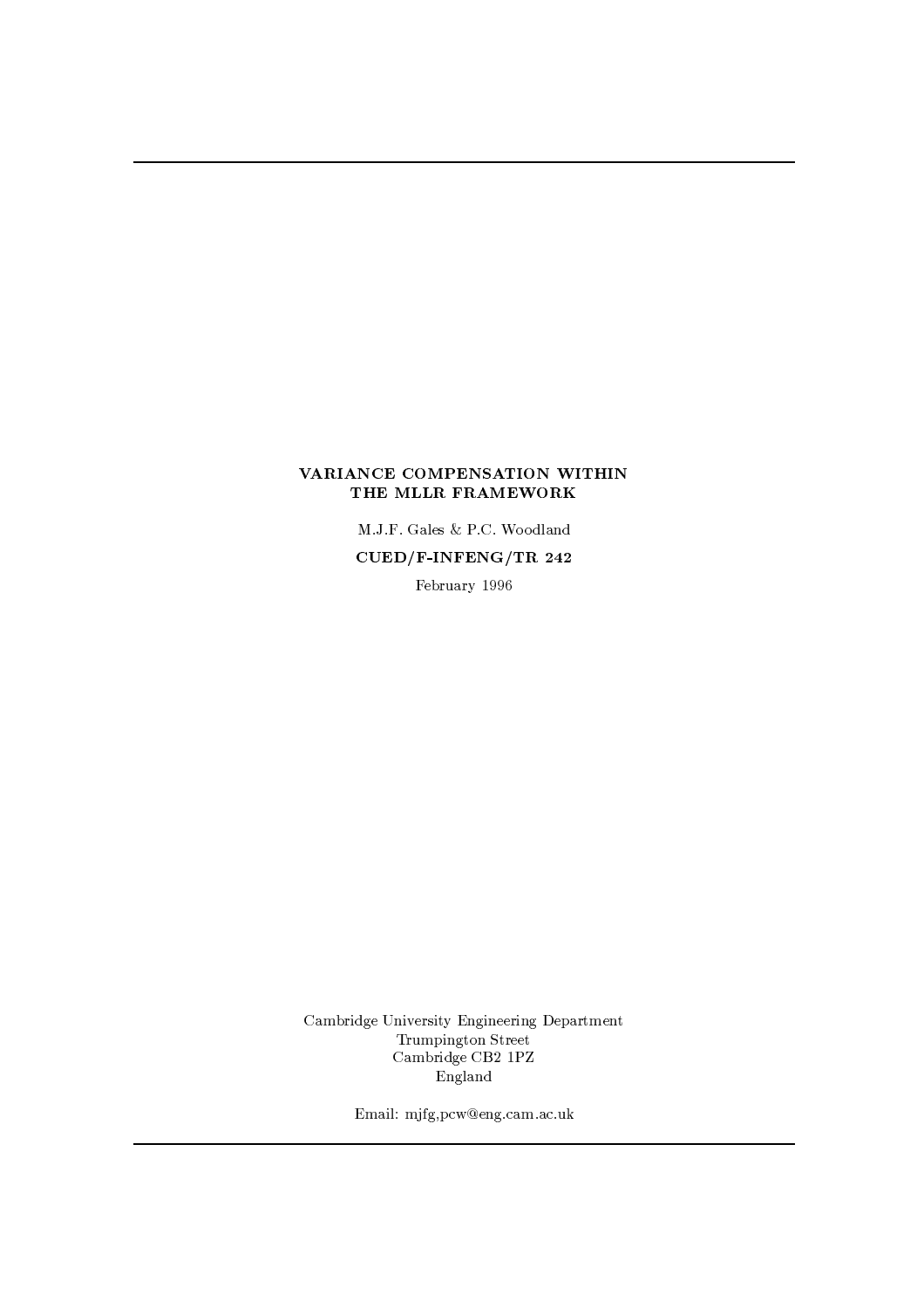# VARIANCE COMPENSATION WITHIN THE MLLR FRAMEWORK

M.J.F. Gales & P.C. Woodland

**CUED/F-INFENG/TR 242**

February 1996

Cambridge University Engineering Department
Trumpington Street
Cambridge CB2 1PZ
England

Email: mjfg,pcw@eng.cam.ac.uk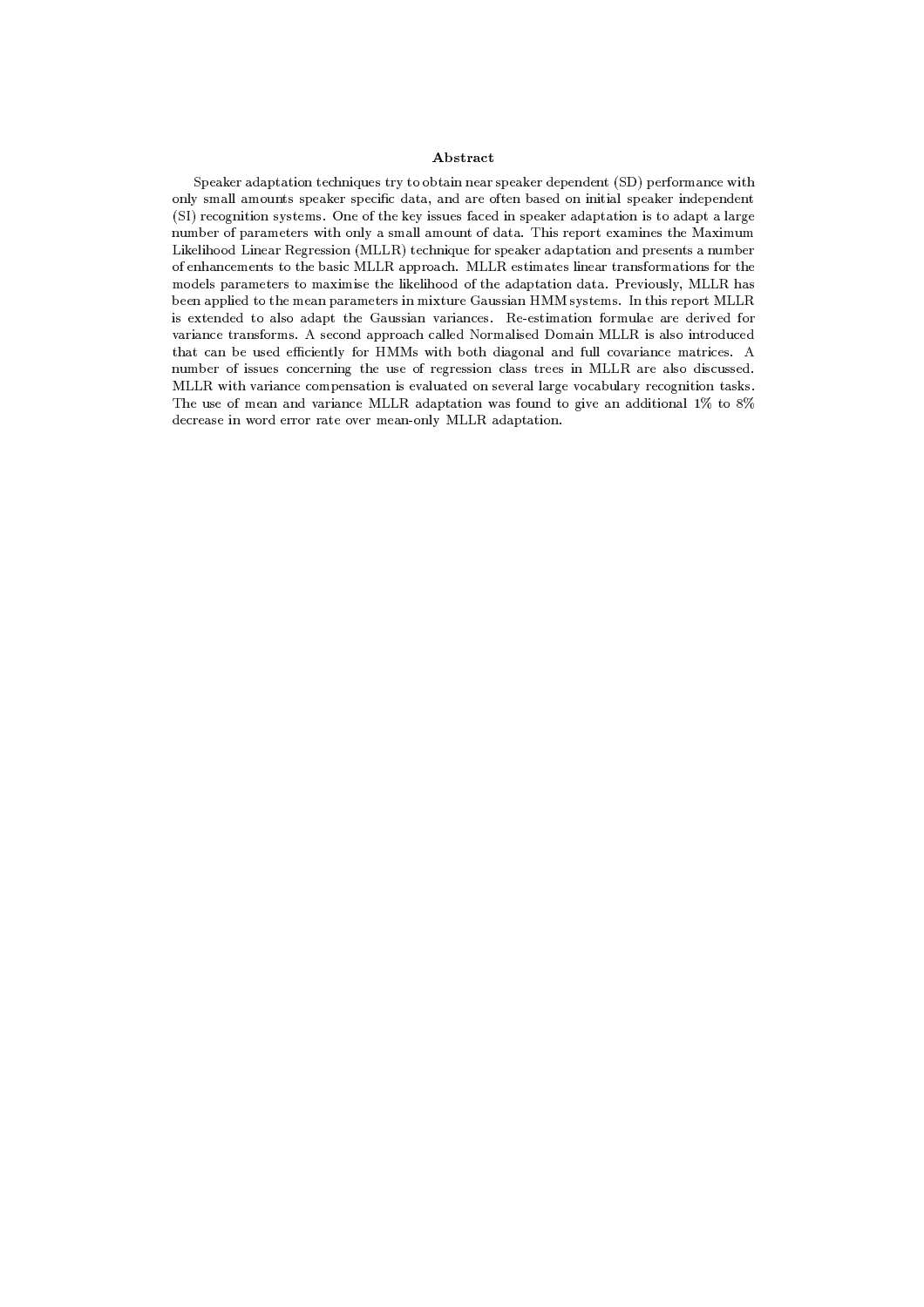## Abstract

Speaker adaptation techniques try to obtain near speaker dependent (SD) performance with only small amounts speaker specific data, and are often based on initial speaker independent (SI) recognition systems. One of the key issues faced in speaker adaptation is to adapt a large number of parameters with only a small amount of data. This report examines the Maximum Likelihood Linear Regression (MLLR) technique for speaker adaptation and presents a number of enhancements to the basic MLLR approach. MLLR estimates linear transformations for the models parameters to maximise the likelihood of the adaptation data. Previously, MLLR has been applied to the mean parameters in mixture Gaussian HMM systems. In this report MLLR is extended to also adapt the Gaussian variances. Re-estimation formulae are derived for variance transforms. A second approach called Normalised Domain MLLR is also introduced that can be used efficiently for HMMs with both diagonal and full covariance matrices. A number of issues concerning the use of regression class trees in MLLR are also discussed. MLLR with variance compensation is evaluated on several large vocabulary recognition tasks. The use of mean and variance MLLR adaptation was found to give an additional 1% to 8% decrease in word error rate over mean-only MLLR adaptation.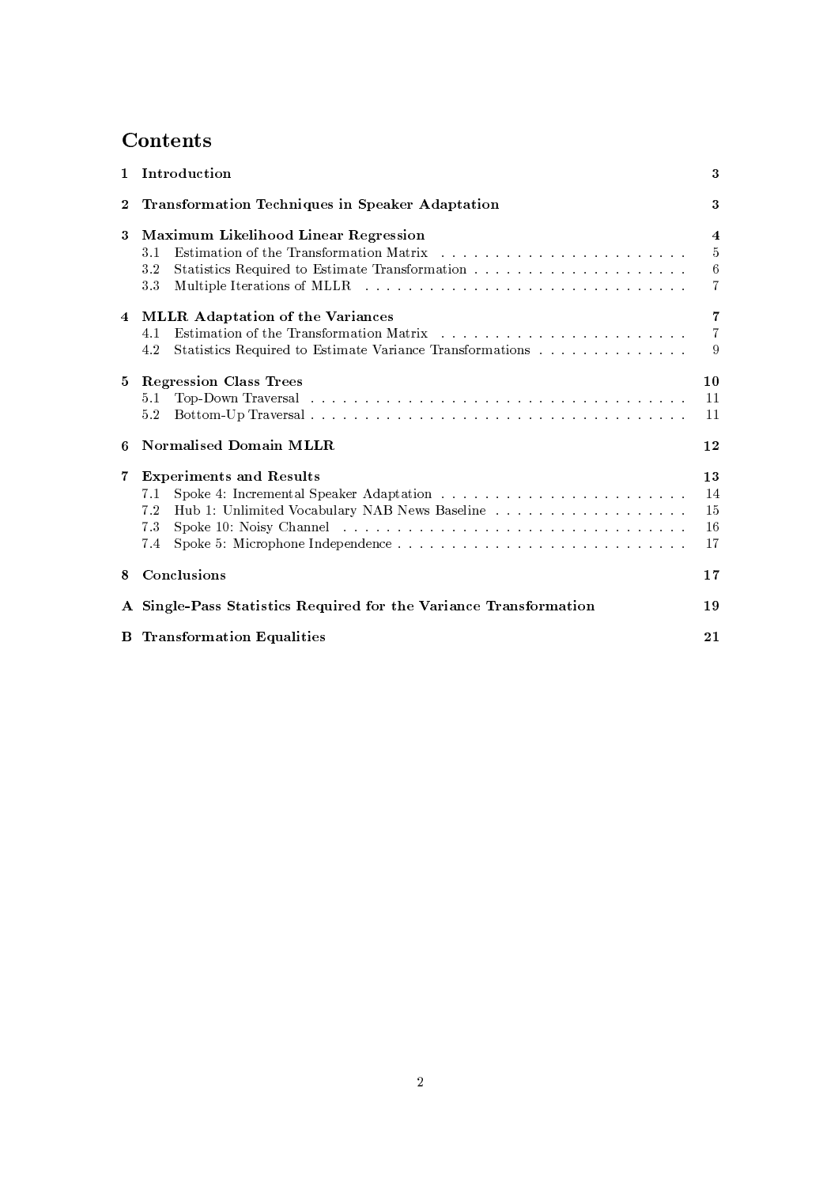# Contents

| | | |
|---|---|---|
| **1** | **Introduction** | **3** |
| **2** | **Transformation Techniques in Speaker Adaptation** | **3** |
| **3** | **Maximum Likelihood Linear Regression** | **4** |
| | 3.1 Estimation of the Transformation Matrix | 5 |
| | 3.2 Statistics Required to Estimate Transformation | 6 |
| | 3.3 Multiple Iterations of MLLR | 7 |
| **4** | **MLLR Adaptation of the Variances** | **7** |
| | 4.1 Estimation of the Transformation Matrix | 7 |
| | 4.2 Statistics Required to Estimate Variance Transformations | 9 |
| **5** | **Regression Class Trees** | **10** |
| | 5.1 Top-Down Traversal | 11 |
| | 5.2 Bottom-Up Traversal | 11 |
| **6** | **Normalised Domain MLLR** | **12** |
| **7** | **Experiments and Results** | **13** |
| | 7.1 Spoke 4: Incremental Speaker Adaptation | 14 |
| | 7.2 Hub 1: Unlimited Vocabulary NAB News Baseline | 15 |
| | 7.3 Spoke 10: Noisy Channel | 16 |
| | 7.4 Spoke 5: Microphone Independence | 17 |
| **8** | **Conclusions** | **17** |
| **A** | **Single-Pass Statistics Required for the Variance Transformation** | **19** |
| **B** | **Transformation Equalities** | **21** |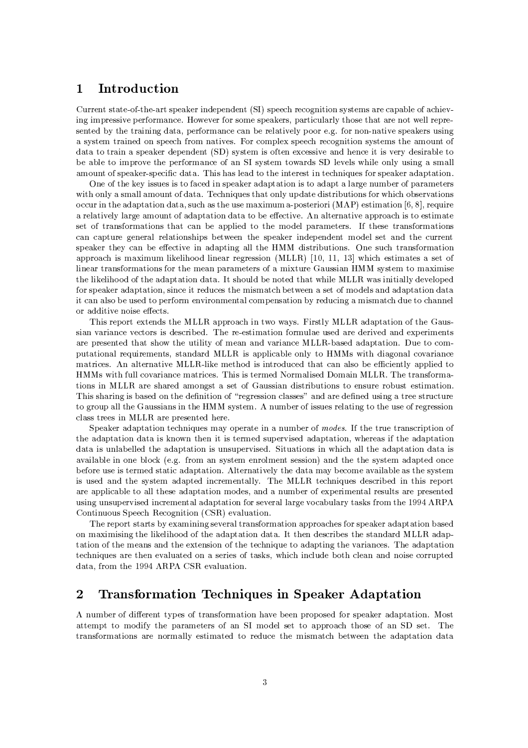# 1 Introduction

Current state-of-the-art speaker independent (SI) speech recognition systems are capable of achieving impressive performance. However for some speakers, particularly those that are not well represented by the training data, performance can be relatively poor e.g. for non-native speakers using a system trained on speech from natives. For complex speech recognition systems the amount of data to train a speaker dependent (SD) system is often excessive and hence it is very desirable to be able to improve the performance of an SI system towards SD levels while only using a small amount of speaker-specific data. This has lead to the interest in techniques for speaker adaptation.

One of the key issues is to faced in speaker adaptation is to adapt a large number of parameters with only a small amount of data. Techniques that only update distributions for which observations occur in the adaptation data, such as the use maximum a-posteriori (MAP) estimation [6, 8], require a relatively large amount of adaptation data to be effective. An alternative approach is to estimate set of transformations that can be applied to the model parameters. If these transformations can capture general relationships between the speaker independent model set and the current speaker they can be effective in adapting all the HMM distributions. One such transformation approach is maximum likelihood linear regression (MLLR) [10, 11, 13] which estimates a set of linear transformations for the mean parameters of a mixture Gaussian HMM system to maximise the likelihood of the adaptation data. It should be noted that while MLLR was initially developed for speaker adaptation, since it reduces the mismatch between a set of models and adaptation data it can also be used to perform environmental compensation by reducing a mismatch due to channel or additive noise effects.

This report extends the MLLR approach in two ways. Firstly MLLR adaptation of the Gaussian variance vectors is described. The re-estimation formulae used are derived and experiments are presented that show the utility of mean and variance MLLR-based adaptation. Due to computational requirements, standard MLLR is applicable only to HMMs with diagonal covariance matrices. An alternative MLLR-like method is introduced that can also be efficiently applied to HMMs with full covariance matrices. This is termed Normalised Domain MLLR. The transformations in MLLR are shared amongst a set of Gaussian distributions to ensure robust estimation. This sharing is based on the definition of "regression classes" and are defined using a tree structure to group all the Gaussians in the HMM system. A number of issues relating to the use of regression class trees in MLLR are presented here.

Speaker adaptation techniques may operate in a number of *modes*. If the true transcription of the adaptation data is known then it is termed supervised adaptation, whereas if the adaptation data is unlabelled the adaptation is unsupervised. Situations in which all the adaptation data is available in one block (e.g. from an system enrolment session) and the the system adapted once before use is termed static adaptation. Alternatively the data may become available as the system is used and the system adapted incrementally. The MLLR techniques described in this report are applicable to all these adaptation modes, and a number of experimental results are presented using unsupervised incremental adaptation for several large vocabulary tasks from the 1994 ARPA Continuous Speech Recognition (CSR) evaluation.

The report starts by examining several transformation approaches for speaker adaptation based on maximising the likelihood of the adaptation data. It then describes the standard MLLR adaptation of the means and the extension of the technique to adapting the variances. The adaptation techniques are then evaluated on a series of tasks, which include both clean and noise corrupted data, from the 1994 ARPA CSR evaluation.

# 2 Transformation Techniques in Speaker Adaptation

A number of different types of transformation have been proposed for speaker adaptation. Most attempt to modify the parameters of an SI model set to approach those of an SD set. The transformations are normally estimated to reduce the mismatch between the adaptation data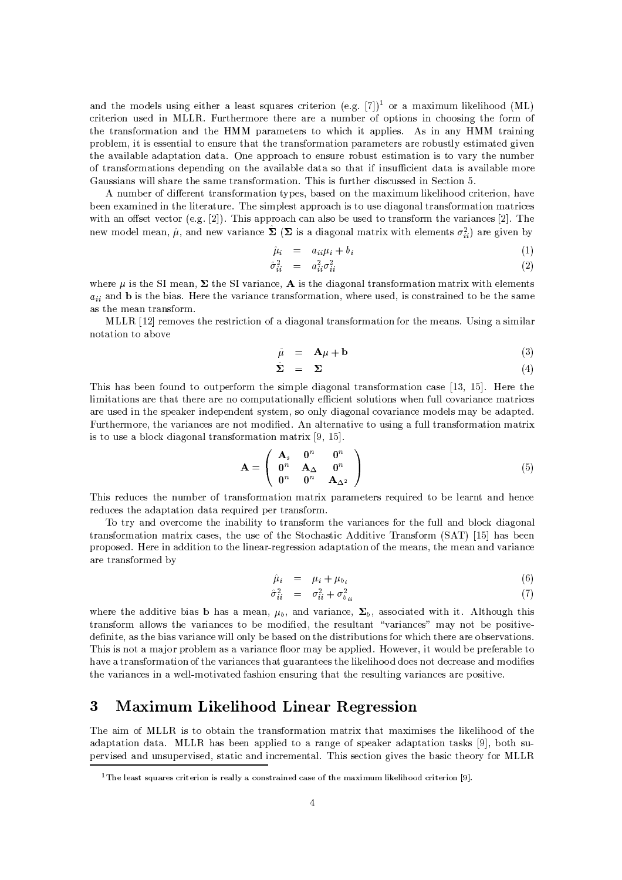and the models using either a least squares criterion (e.g. [7])[1] or a maximum likelihood (ML) criterion used in MLLR. Furthermore there are a number of options in choosing the form of the transformation and the HMM parameters to which it applies. As in any HMM training problem, it is essential to ensure that the transformation parameters are robustly estimated given the available adaptation data. One approach to ensure robust estimation is to vary the number of transformations depending on the available data so that if insufficient data is available more Gaussians will share the same transformation. This is further discussed in Section 5.

A number of different transformation types, based on the maximum likelihood criterion, have been examined in the literature. The simplest approach is to use diagonal transformation matrices with an offset vector (e.g. [2]). This approach can also be used to transform the variances [2]. The new model mean, $\hat{\mu}$, and new variance $\hat{\mathbf{\Sigma}}$ ($\mathbf{\Sigma}$ is a diagonal matrix with elements $\sigma_{ii}^2$) are given by

$$
\begin{aligned}
\hat{\mu}_i &= a_{ii}\mu_i + b_i &(1)\\
\hat{\sigma}_{ii}^2 &= a_{ii}^2\sigma_{ii}^2 &(2)
\end{aligned}
$$

where $\mu$ is the SI mean, $\mathbf{\Sigma}$ the SI variance, $\mathbf{A}$ is the diagonal transformation matrix with elements $a_{ii}$ and $\mathbf{b}$ is the bias. Here the variance transformation, where used, is constrained to be the same as the mean transform.

MLLR [12] removes the restriction of a diagonal transformation for the means. Using a similar notation to above

$$
\begin{aligned}
\hat{\mu} &= \mathbf{A}\mu + \mathbf{b} &(3)\\
\hat{\mathbf{\Sigma}} &= \mathbf{\Sigma} &(4)
\end{aligned}
$$

This has been found to outperform the simple diagonal transformation case [13, 15]. Here the limitations are that there are no computationally efficient solutions when full covariance matrices are used in the speaker independent system, so only diagonal covariance models may be adapted. Furthermore, the variances are not modified. An alternative to using a full transformation matrix is to use a block diagonal transformation matrix [9, 15].

$$
\mathbf{A} = \begin{pmatrix} \mathbf{A}_s & \mathbf{0}^n & \mathbf{0}^n \\ \mathbf{0}^n & \mathbf{A}_\Delta & \mathbf{0}^n \\ \mathbf{0}^n & \mathbf{0}^n & \mathbf{A}_{\Delta^2} \end{pmatrix} \tag{5}
$$

This reduces the number of transformation matrix parameters required to be learnt and hence reduces the adaptation data required per transform.

To try and overcome the inability to transform the variances for the full and block diagonal transformation matrix cases, the use of the Stochastic Additive Transform (SAT) [15] has been proposed. Here in addition to the linear-regression adaptation of the means, the mean and variance are transformed by

$$
\begin{aligned}
\hat{\mu}_i &= \mu_i + \mu_{b_i} &(6)\\
\hat{\sigma}_{ii}^2 &= \sigma_{ii}^2 + \sigma_{b_{ii}}^2 &(7)
\end{aligned}
$$

where the additive bias $\mathbf{b}$ has a mean, $\mu_b$, and variance, $\mathbf{\Sigma}_b$, associated with it. Although this transform allows the variances to be modified, the resultant "variances" may not be positive-definite, as the bias variance will only be based on the distributions for which there are observations. This is not a major problem as a variance floor may be applied. However, it would be preferable to have a transformation of the variances that guarantees the likelihood does not decrease and modifies the variances in a well-motivated fashion ensuring that the resulting variances are positive.

# 3 Maximum Likelihood Linear Regression

The aim of MLLR is to obtain the transformation matrix that maximises the likelihood of the adaptation data. MLLR has been applied to a range of speaker adaptation tasks [9], both supervised and unsupervised, static and incremental. This section gives the basic theory for MLLR

[1] The least squares criterion is really a constrained case of the maximum likelihood criterion [9].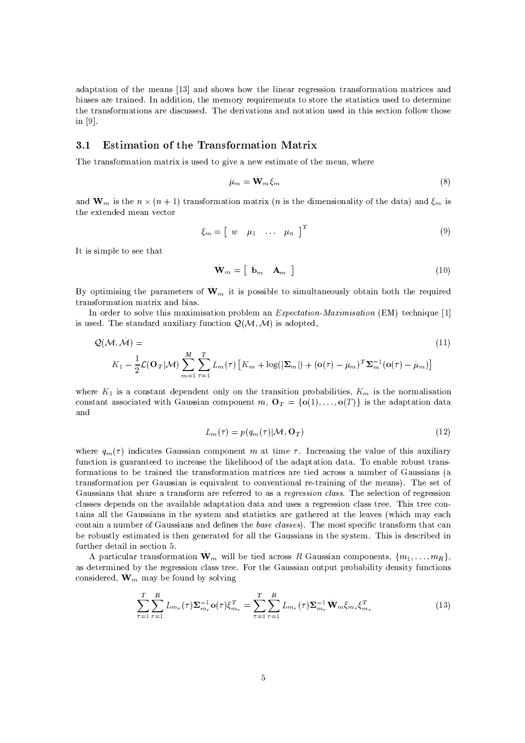adaptation of the means [13] and shows how the linear regression transformation matrices and biases are trained. In addition, the memory requirements to store the statistics used to determine the transformations are discussed. The derivations and notation used in this section follow those in [9].

### 3.1 Estimation of the Transformation Matrix

The transformation matrix is used to give a new estimate of the mean, where

$$\hat{\mu}_m = \hat{\mathbf{W}}_m \xi_m \tag{8}$$

and $\hat{\mathbf{W}}_m$ is the $n \times (n+1)$ transformation matrix ($n$ is the dimensionality of the data) and $\xi_m$ is the extended mean vector

$$\xi_m = \left[ \begin{array}{cccc} w & \mu_1 & \dots & \mu_n \end{array} \right]^T \tag{9}$$

It is simple to see that

$$\hat{\mathbf{W}}_m = \left[ \begin{array}{cc} \hat{\mathbf{b}}_m & \hat{\mathbf{A}}_m \end{array} \right] \tag{10}$$

By optimising the parameters of $\hat{\mathbf{W}}_m$ it is possible to simultaneously obtain both the required transformation matrix and bias.

In order to solve this maximisation problem an *Expectation-Maximisation* (EM) technique [1] is used. The standard auxiliary function $\mathcal{Q}(\mathcal{M}, \hat{\mathcal{M}})$ is adopted,

$$\mathcal{Q}(\mathcal{M}, \hat{\mathcal{M}}) = \tag{11}$$
$$K_1 - \frac{1}{2}\mathcal{L}(\mathbf{O}_T|\mathcal{M}) \sum_{m=1}^{M} \sum_{\tau=1}^{T} L_m(\tau) \left[ K_m + \log(|\mathbf{\Sigma}_m|) + (\mathbf{o}(\tau) - \hat{\mu}_m)^T \mathbf{\Sigma}_m^{-1} (\mathbf{o}(\tau) - \hat{\mu}_m) \right]$$

where $K_1$ is a constant dependent only on the transition probabilities, $K_m$ is the normalisation constant associated with Gaussian component $m$, $\mathbf{O}_T = \{\mathbf{o}(1), \dots, \mathbf{o}(T)\}$ is the adaptation data and

$$L_m(\tau) = p(q_m(\tau)|\mathcal{M}, \mathbf{O}_T) \tag{12}$$

where $q_m(\tau)$ indicates Gaussian component $m$ at time $\tau$. Increasing the value of this auxiliary function is guaranteed to increase the likelihood of the adaptation data. To enable robust transformations to be trained the transformation matrices are tied across a number of Gaussians (a transformation per Gaussian is equivalent to conventional re-training of the means). The set of Gaussians that share a transform are referred to as a *regression class*. The selection of regression classes depends on the available adaptation data and uses a regression class tree. This tree contains all the Gaussians in the system and statistics are gathered at the leaves (which may each contain a number of Gaussians and defines the *base classes*). The most specific transform that can be robustly estimated is then generated for all the Gaussians in the system. This is described in further detail in section 5.

A particular transformation $\hat{\mathbf{W}}_m$ will be tied across $R$ Gaussian components, $\{m_1, \dots, m_R\}$, as determined by the regression class tree. For the Gaussian output probability density functions considered, $\hat{\mathbf{W}}_m$ may be found by solving

$$\sum_{\tau=1}^{T} \sum_{r=1}^{R} L_{m_r}(\tau) \mathbf{\Sigma}_{m_r}^{-1} \mathbf{o}(\tau) \xi_{m_r}^T = \sum_{\tau=1}^{T} \sum_{r=1}^{R} L_{m_r}(\tau) \mathbf{\Sigma}_{m_r}^{-1} \hat{\mathbf{W}}_m \xi_{m_r} \xi_{m_r}^T \tag{13}$$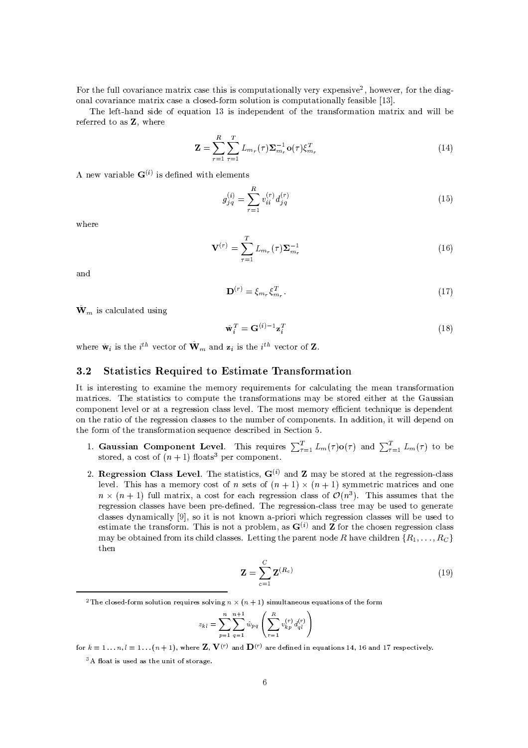For the full covariance matrix case this is computationally very expensive[2], however, for the diagonal covariance matrix case a closed-form solution is computationally feasible [13].

The left-hand side of equation 13 is independent of the transformation matrix and will be referred to as $\mathbf{Z}$, where

$$\mathbf{Z} = \sum_{r=1}^{R} \sum_{\tau=1}^{T} L_{m_r}(\tau) \mathbf{\Sigma}_{m_r}^{-1} \mathbf{o}(\tau) \xi_{m_r}^{T} \tag{14}$$

A new variable $\mathbf{G}^{(i)}$ is defined with elements

$$g_{jq}^{(i)} = \sum_{r=1}^{R} v_{ii}^{(r)} d_{jq}^{(r)} \tag{15}$$

where

$$\mathbf{V}^{(r)} = \sum_{\tau=1}^{T} L_{m_r}(\tau) \mathbf{\Sigma}_{m_r}^{-1} \tag{16}$$

and

$$\mathbf{D}^{(r)} = \xi_{m_r} \xi_{m_r}^{T}. \tag{17}$$

$\hat{\mathbf{W}}_m$ is calculated using

$$\hat{\mathbf{w}}_i^T = \mathbf{G}^{(i)-1} \mathbf{z}_i^T \tag{18}$$

where $\hat{\mathbf{w}}_i$ is the $i^{th}$ vector of $\hat{\mathbf{W}}_m$ and $\mathbf{z}_i$ is the $i^{th}$ vector of $\mathbf{Z}$.

## 3.2 Statistics Required to Estimate Transformation

It is interesting to examine the memory requirements for calculating the mean transformation matrices. The statistics to compute the transformations may be stored either at the Gaussian component level or at a regression class level. The most memory efficient technique is dependent on the ratio of the regression classes to the number of components. In addition, it will depend on the form of the transformation sequence described in Section 5.

1. **Gaussian Component Level**. This requires $\sum_{\tau=1}^{T} L_m(\tau)\mathbf{o}(\tau)$ and $\sum_{\tau=1}^{T} L_m(\tau)$ to be stored, a cost of $(n+1)$ floats[3] per component.
2. **Regression Class Level**. The statistics, $\mathbf{G}^{(i)}$ and $\mathbf{Z}$ may be stored at the regression-class level. This has a memory cost of $n$ sets of $(n+1) \times (n+1)$ symmetric matrices and one $n \times (n+1)$ full matrix, a cost for each regression class of $\mathcal{O}(n^3)$. This assumes that the regression classes have been pre-defined. The regression-class tree may be used to generate classes dynamically [9], so it is not known a-priori which regression classes will be used to estimate the transform. This is not a problem, as $\mathbf{G}^{(i)}$ and $\mathbf{Z}$ for the chosen regression class may be obtained from its child classes. Letting the parent node $R$ have children $\{R_1, \ldots, R_C\}$ then

$$\mathbf{Z} = \sum_{c=1}^{C} \mathbf{Z}^{(R_c)} \tag{19}$$

---

[2] The closed-form solution requires solving $n \times (n+1)$ simultaneous equations of the form

$$z_{kl} = \sum_{p=1}^{n} \sum_{q=1}^{n+1} \hat{w}_{pq} \left( \sum_{r=1}^{R} v_{kp}^{(r)} d_{ql}^{(r)} \right)$$

for $k = 1 \ldots n, l = 1 \ldots (n+1)$, where $\mathbf{Z}$, $\mathbf{V}^{(r)}$ and $\mathbf{D}^{(r)}$ are defined in equations 14, 16 and 17 respectively.

[3] A float is used as the unit of storage.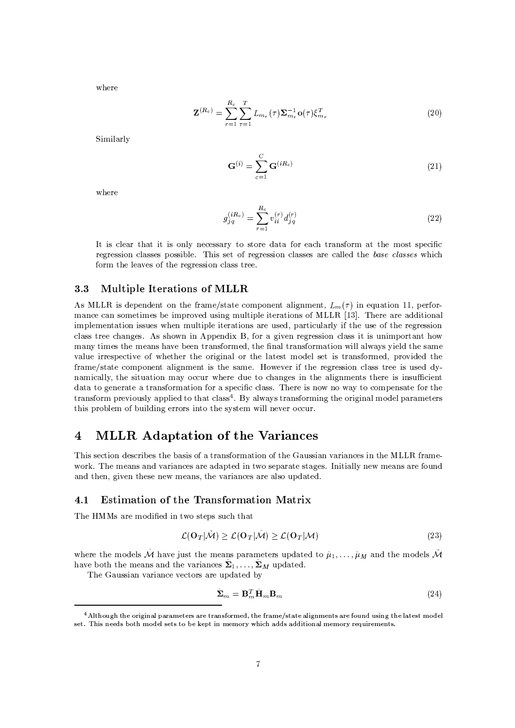where

$$\mathbf{Z}^{(R_c)} = \sum_{r=1}^{R_c} \sum_{\tau=1}^{T} L_{m_r}(\tau) \boldsymbol{\Sigma}_{m_r}^{-1} \mathbf{o}(\tau) \xi_{m_r}^T \tag{20}$$

Similarly

$$\mathbf{G}^{(i)} = \sum_{c=1}^{C} \mathbf{G}^{(iR_c)} \tag{21}$$

where

$$g_{jq}^{(iR_c)} = \sum_{r=1}^{R_c} v_{ii}^{(r)} d_{jq}^{(r)} \tag{22}$$

It is clear that it is only necessary to store data for each transform at the most specific regression classes possible. This set of regression classes are called the *base classes* which form the leaves of the regression class tree.

### 3.3 Multiple Iterations of MLLR

As MLLR is dependent on the frame/state component alignment, $L_m(\tau)$ in equation 11, performance can sometimes be improved using multiple iterations of MLLR [13]. There are additional implementation issues when multiple iterations are used, particularly if the use of the regression class tree changes. As shown in Appendix B, for a given regression class it is unimportant how many times the means have been transformed, the final transformation will always yield the same value irrespective of whether the original or the latest model set is transformed, provided the frame/state component alignment is the same. However if the regression class tree is used dynamically, the situation may occur where due to changes in the alignments there is insufficient data to generate a transformation for a specific class. There is now no way to compensate for the transform previously applied to that class[4]. By always transforming the original model parameters this problem of building errors into the system will never occur.

## 4 MLLR Adaptation of the Variances

This section describes the basis of a transformation of the Gaussian variances in the MLLR framework. The means and variances are adapted in two separate stages. Initially new means are found and then, given these new means, the variances are also updated.

### 4.1 Estimation of the Transformation Matrix

The HMMs are modified in two steps such that

$$\mathcal{L}(\mathbf{O}_T|\check{\mathcal{M}}) \geq \mathcal{L}(\mathbf{O}_T|\hat{\mathcal{M}}) \geq \mathcal{L}(\mathbf{O}_T|\mathcal{M}) \tag{23}$$

where the models $\hat{\mathcal{M}}$ have just the means parameters updated to $\hat{\mu}_1, \ldots, \hat{\mu}_M$ and the models $\check{\mathcal{M}}$ have both the means and the variances $\hat{\boldsymbol{\Sigma}}_1, \ldots, \hat{\boldsymbol{\Sigma}}_M$ updated.

The Gaussian variance vectors are updated by

$$\hat{\boldsymbol{\Sigma}}_m = \mathbf{B}_m^T \hat{\mathbf{H}}_m \mathbf{B}_m \tag{24}$$

[4] Although the original parameters are transformed, the frame/state alignments are found using the latest model set. This needs both model sets to be kept in memory which adds additional memory requirements.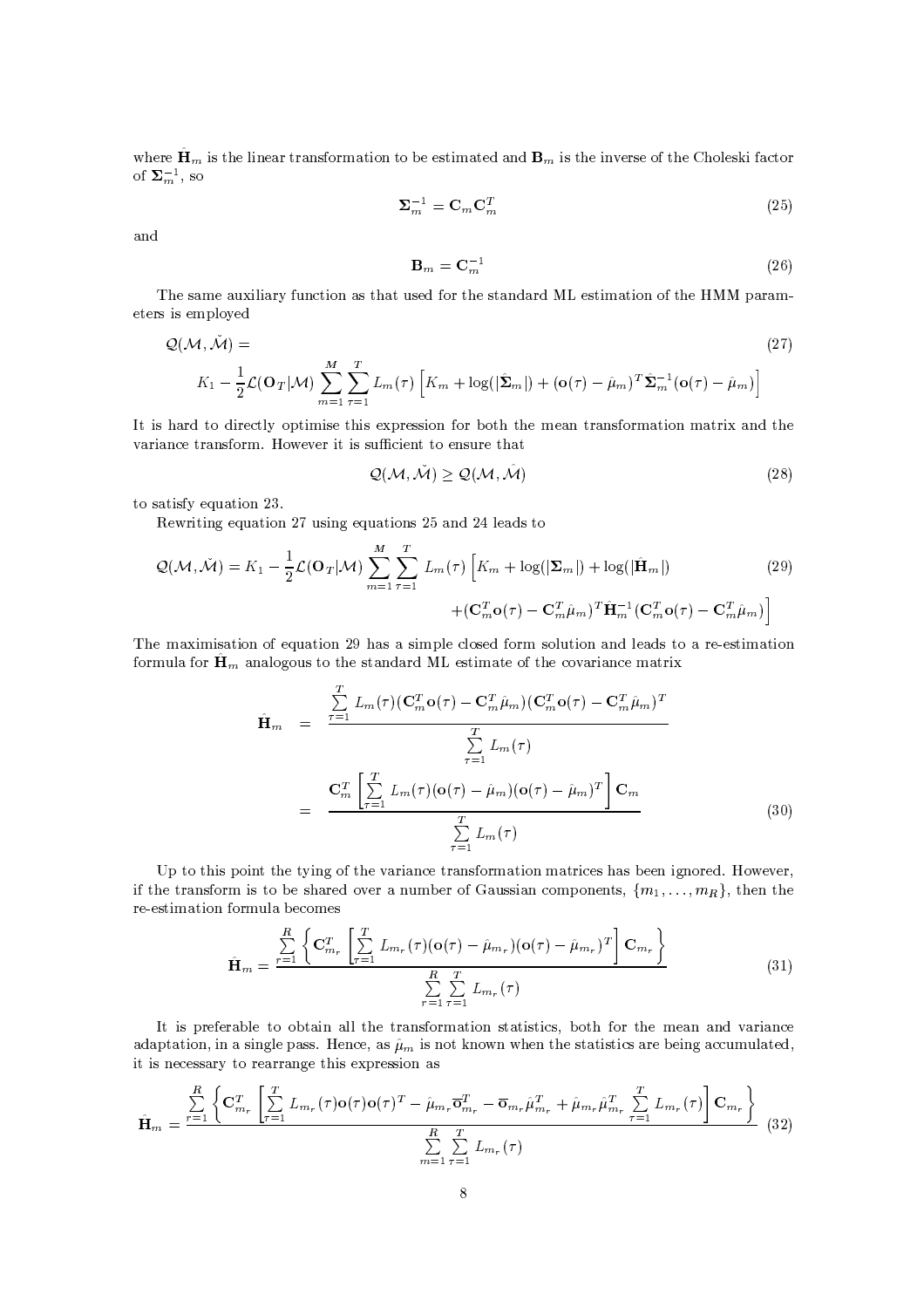where $\hat{\mathbf{H}}_m$ is the linear transformation to be estimated and $\mathbf{B}_m$ is the inverse of the Choleski factor of $\mathbf{\Sigma}_m^{-1}$, so

$$\mathbf{\Sigma}_m^{-1} = \mathbf{C}_m \mathbf{C}_m^T \tag{25}$$

and

$$\mathbf{B}_m = \mathbf{C}_m^{-1} \tag{26}$$

The same auxiliary function as that used for the standard ML estimation of the HMM parameters is employed

$$\begin{aligned}
&\mathcal{Q}(\mathcal{M}, \check{\mathcal{M}}) = \qquad\qquad\qquad\qquad\qquad\qquad\qquad\qquad\qquad\qquad\qquad\qquad\qquad\qquad\qquad\qquad\qquad\qquad\qquad\qquad\qquad\qquad (27)\\
&\qquad K_1 - \frac{1}{2}\mathcal{L}(\mathbf{O}_T|\mathcal{M}) \sum_{m=1}^{M}\sum_{\tau=1}^{T} L_m(\tau)\left[K_m + \log(|\hat{\mathbf{\Sigma}}_m|) + (\mathbf{o}(\tau) - \hat{\mu}_m)^T \hat{\mathbf{\Sigma}}_m^{-1}(\mathbf{o}(\tau) - \hat{\mu}_m)\right]
\end{aligned}$$

It is hard to directly optimise this expression for both the mean transformation matrix and the variance transform. However it is sufficient to ensure that

$$\mathcal{Q}(\mathcal{M}, \check{\mathcal{M}}) \geq \mathcal{Q}(\mathcal{M}, \hat{\mathcal{M}}) \tag{28}$$

to satisfy equation 23.

Rewriting equation 27 using equations 25 and 24 leads to

$$\begin{aligned}
\mathcal{Q}(\mathcal{M}, \check{\mathcal{M}}) = K_1 - \frac{1}{2}\mathcal{L}(\mathbf{O}_T|\mathcal{M}) \sum_{m=1}^{M}\sum_{\tau=1}^{T} L_m(\tau)\Big[K_m + \log(|\mathbf{\Sigma}_m|) + \log(|\hat{\mathbf{H}}_m|) \qquad (29)\\
+ (\mathbf{C}_m^T \mathbf{o}(\tau) - \mathbf{C}_m^T \hat{\mu}_m)^T \hat{\mathbf{H}}_m^{-1} (\mathbf{C}_m^T \mathbf{o}(\tau) - \mathbf{C}_m^T \hat{\mu}_m)\Big]
\end{aligned}$$

The maximisation of equation 29 has a simple closed form solution and leads to a re-estimation formula for $\hat{\mathbf{H}}_m$ analogous to the standard ML estimate of the covariance matrix

$$\begin{aligned}
\hat{\mathbf{H}}_m &= \frac{\sum_{\tau=1}^{T} L_m(\tau)(\mathbf{C}_m^T \mathbf{o}(\tau) - \mathbf{C}_m^T \hat{\mu}_m)(\mathbf{C}_m^T \mathbf{o}(\tau) - \mathbf{C}_m^T \hat{\mu}_m)^T}{\sum_{\tau=1}^{T} L_m(\tau)} \\
&= \frac{\mathbf{C}_m^T \left[\sum_{\tau=1}^{T} L_m(\tau)(\mathbf{o}(\tau) - \hat{\mu}_m)(\mathbf{o}(\tau) - \hat{\mu}_m)^T\right] \mathbf{C}_m}{\sum_{\tau=1}^{T} L_m(\tau)}
\end{aligned} \tag{30}$$

Up to this point the tying of the variance transformation matrices has been ignored. However, if the transform is to be shared over a number of Gaussian components, $\{m_1, \ldots, m_R\}$, then the re-estimation formula becomes

$$\hat{\mathbf{H}}_m = \frac{\sum_{r=1}^{R}\left\{\mathbf{C}_{m_r}^T \left[\sum_{\tau=1}^{T} L_{m_r}(\tau)(\mathbf{o}(\tau) - \hat{\mu}_{m_r})(\mathbf{o}(\tau) - \hat{\mu}_{m_r})^T\right] \mathbf{C}_{m_r}\right\}}{\sum_{r=1}^{R}\sum_{\tau=1}^{T} L_{m_r}(\tau)} \tag{31}$$

It is preferable to obtain all the transformation statistics, both for the mean and variance adaptation, in a single pass. Hence, as $\hat{\mu}_m$ is not known when the statistics are being accumulated, it is necessary to rearrange this expression as

$$\hat{\mathbf{H}}_m = \frac{\sum_{r=1}^{R}\left\{\mathbf{C}_{m_r}^T \left[\sum_{\tau=1}^{T} L_{m_r}(\tau)\mathbf{o}(\tau)\mathbf{o}(\tau)^T - \hat{\mu}_{m_r}\overline{\mathbf{o}}_{m_r}^T - \overline{\mathbf{o}}_{m_r}\hat{\mu}_{m_r}^T + \hat{\mu}_{m_r}\hat{\mu}_{m_r}^T \sum_{\tau=1}^{T} L_{m_r}(\tau)\right] \mathbf{C}_{m_r}\right\}}{\sum_{m=1}^{R}\sum_{\tau=1}^{T} L_{m_r}(\tau)} \tag{32}$$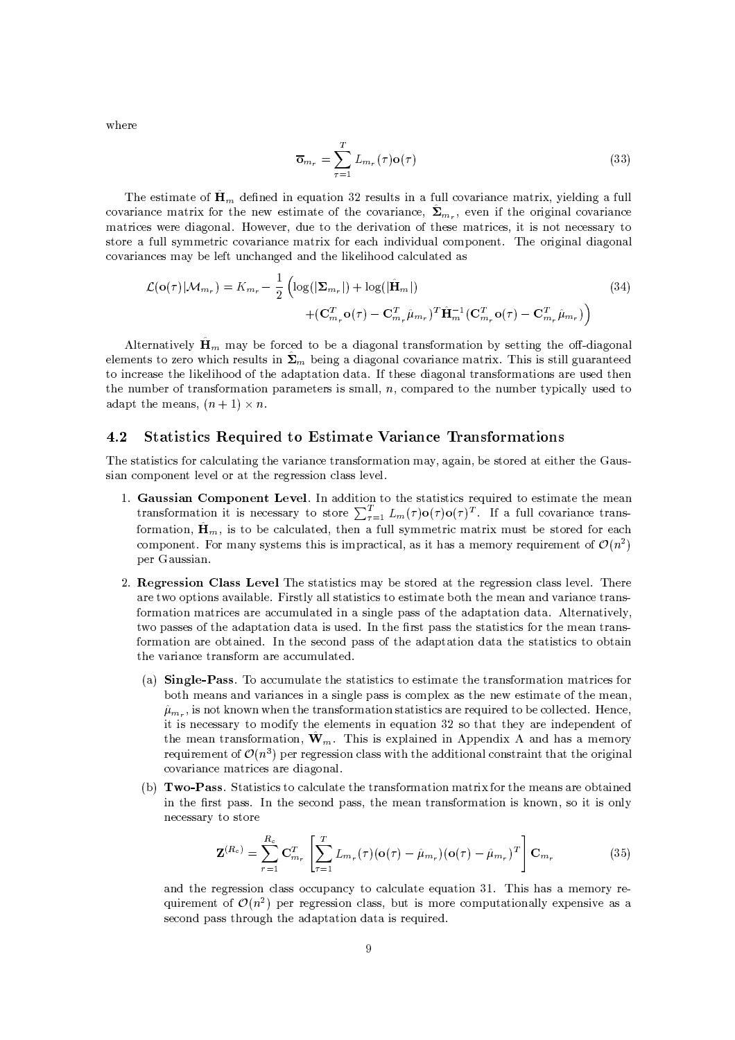where

$$\overline{\mathbf{o}}_{m_r} = \sum_{\tau=1}^{T} L_{m_r}(\tau)\mathbf{o}(\tau) \tag{33}$$

The estimate of $\hat{\mathbf{H}}_m$ defined in equation 32 results in a full covariance matrix, yielding a full covariance matrix for the new estimate of the covariance, $\hat{\boldsymbol{\Sigma}}_{m_r}$, even if the original covariance matrices were diagonal. However, due to the derivation of these matrices, it is not necessary to store a full symmetric covariance matrix for each individual component. The original diagonal covariances may be left unchanged and the likelihood calculated as

$$\begin{aligned}\mathcal{L}(\mathbf{o}(\tau)|\mathcal{M}_{m_r}) = K_{m_r} - \frac{1}{2}\Big(&\log(|\boldsymbol{\Sigma}_{m_r}|) + \log(|\hat{\mathbf{H}}_m|) \\ &+ (\mathbf{C}_{m_r}^T\mathbf{o}(\tau) - \mathbf{C}_{m_r}^T\hat{\mu}_{m_r})^T\hat{\mathbf{H}}_m^{-1}(\mathbf{C}_{m_r}^T\mathbf{o}(\tau) - \mathbf{C}_{m_r}^T\hat{\mu}_{m_r})\Big)\end{aligned} \tag{34}$$

Alternatively $\hat{\mathbf{H}}_m$ may be forced to be a diagonal transformation by setting the off-diagonal elements to zero which results in $\hat{\boldsymbol{\Sigma}}_m$ being a diagonal covariance matrix. This is still guaranteed to increase the likelihood of the adaptation data. If these diagonal transformations are used then the number of transformation parameters is small, $n$, compared to the number typically used to adapt the means, $(n+1)\times n$.

## 4.2 Statistics Required to Estimate Variance Transformations

The statistics for calculating the variance transformation may, again, be stored at either the Gaussian component level or at the regression class level.

1. **Gaussian Component Level**. In addition to the statistics required to estimate the mean transformation it is necessary to store $\sum_{\tau=1}^{T} L_m(\tau)\mathbf{o}(\tau)\mathbf{o}(\tau)^T$. If a full covariance transformation, $\hat{\mathbf{H}}_m$, is to be calculated, then a full symmetric matrix must be stored for each component. For many systems this is impractical, as it has a memory requirement of $\mathcal{O}(n^2)$ per Gaussian.

2. **Regression Class Level** The statistics may be stored at the regression class level. There are two options available. Firstly all statistics to estimate both the mean and variance transformation matrices are accumulated in a single pass of the adaptation data. Alternatively, two passes of the adaptation data is used. In the first pass the statistics for the mean transformation are obtained. In the second pass of the adaptation data the statistics to obtain the variance transform are accumulated.

   (a) **Single-Pass**. To accumulate the statistics to estimate the transformation matrices for both means and variances in a single pass is complex as the new estimate of the mean, $\hat{\mu}_{m_r}$, is not known when the transformation statistics are required to be collected. Hence, it is necessary to modify the elements in equation 32 so that they are independent of the mean transformation, $\hat{\mathbf{W}}_m$. This is explained in Appendix A and has a memory requirement of $\mathcal{O}(n^3)$ per regression class with the additional constraint that the original covariance matrices are diagonal.

   (b) **Two-Pass**. Statistics to calculate the transformation matrix for the means are obtained in the first pass. In the second pass, the mean transformation is known, so it is only necessary to store

   $$\mathbf{Z}^{(R_c)} = \sum_{r=1}^{R_c}\mathbf{C}_{m_r}^T\left[\sum_{\tau=1}^{T} L_{m_r}(\tau)(\mathbf{o}(\tau) - \hat{\mu}_{m_r})(\mathbf{o}(\tau) - \hat{\mu}_{m_r})^T\right]\mathbf{C}_{m_r} \tag{35}$$

   and the regression class occupancy to calculate equation 31. This has a memory requirement of $\mathcal{O}(n^2)$ per regression class, but is more computationally expensive as a second pass through the adaptation data is required.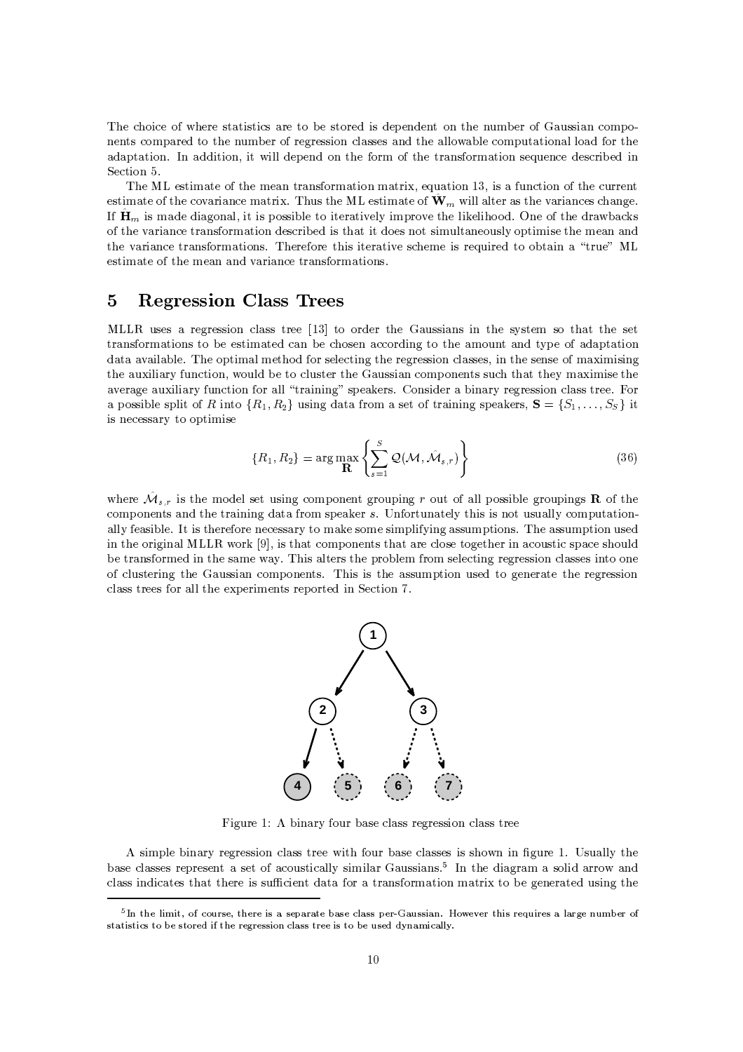The choice of where statistics are to be stored is dependent on the number of Gaussian components compared to the number of regression classes and the allowable computational load for the adaptation. In addition, it will depend on the form of the transformation sequence described in Section 5.

The ML estimate of the mean transformation matrix, equation 13, is a function of the current estimate of the covariance matrix. Thus the ML estimate of $\hat{\mathbf{W}}_m$ will alter as the variances change. If $\hat{\mathbf{H}}_m$ is made diagonal, it is possible to iteratively improve the likelihood. One of the drawbacks of the variance transformation described is that it does not simultaneously optimise the mean and the variance transformations. Therefore this iterative scheme is required to obtain a "true" ML estimate of the mean and variance transformations.

## 5 Regression Class Trees

MLLR uses a regression class tree [13] to order the Gaussians in the system so that the set transformations to be estimated can be chosen according to the amount and type of adaptation data available. The optimal method for selecting the regression classes, in the sense of maximising the auxiliary function, would be to cluster the Gaussian components such that they maximise the average auxiliary function for all "training" speakers. Consider a binary regression class tree. For a possible split of $R$ into $\{R_1, R_2\}$ using data from a set of training speakers, $\mathbf{S} = \{S_1, \ldots, S_S\}$ it is necessary to optimise

$$\{R_1, R_2\} = \arg\max_{\mathbf{R}} \left\{ \sum_{s=1}^{S} \mathcal{Q}(\mathcal{M}, \hat{\mathcal{M}}_{s,r}) \right\} \tag{36}$$

where $\hat{\mathcal{M}}_{s,r}$ is the model set using component grouping $r$ out of all possible groupings $\mathbf{R}$ of the components and the training data from speaker $s$. Unfortunately this is not usually computationally feasible. It is therefore necessary to make some simplifying assumptions. The assumption used in the original MLLR work [9], is that components that are close together in acoustic space should be transformed in the same way. This alters the problem from selecting regression classes into one of clustering the Gaussian components. This is the assumption used to generate the regression class trees for all the experiments reported in Section 7.

Figure 1: A binary four base class regression class tree

A simple binary regression class tree with four base classes is shown in figure 1. Usually the base classes represent a set of acoustically similar Gaussians.[5] In the diagram a solid arrow and class indicates that there is sufficient data for a transformation matrix to be generated using the

[5] In the limit, of course, there is a separate base class per-Gaussian. However this requires a large number of statistics to be stored if the regression class tree is to be used dynamically.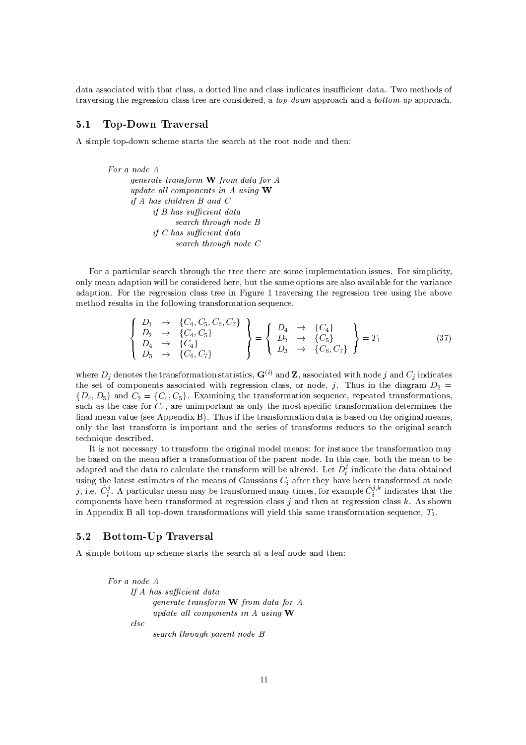data associated with that class, a dotted line and class indicates insufficient data. Two methods of traversing the regression class tree are considered, a *top-down* approach and a *bottom-up* approach.

## 5.1 Top-Down Traversal

A simple top-down scheme starts the search at the root node and then:

> *For a node A*
> &nbsp;&nbsp;&nbsp;&nbsp;*generate transform* **W** *from data for A*
> &nbsp;&nbsp;&nbsp;&nbsp;*update all components in A using* **W**
> &nbsp;&nbsp;&nbsp;&nbsp;*if A has children B and C*
> &nbsp;&nbsp;&nbsp;&nbsp;&nbsp;&nbsp;&nbsp;&nbsp;*if B has sufficient data*
> &nbsp;&nbsp;&nbsp;&nbsp;&nbsp;&nbsp;&nbsp;&nbsp;&nbsp;&nbsp;&nbsp;&nbsp;*search through node B*
> &nbsp;&nbsp;&nbsp;&nbsp;&nbsp;&nbsp;&nbsp;&nbsp;*if C has sufficient data*
> &nbsp;&nbsp;&nbsp;&nbsp;&nbsp;&nbsp;&nbsp;&nbsp;&nbsp;&nbsp;&nbsp;&nbsp;*search through node C*

For a particular search through the tree there are some implementation issues. For simplicity, only mean adaption will be considered here, but the same options are also available for the variance adaption. For the regression class tree in Figure 1 traversing the regression tree using the above method results in the following transformation sequence.

$$\left\{ \begin{array}{lcl} D_1 & \rightarrow & \{C_4, C_5, C_6, C_7\} \\ D_2 & \rightarrow & \{C_4, C_5\} \\ D_4 & \rightarrow & \{C_4\} \\ D_3 & \rightarrow & \{C_6, C_7\} \end{array} \right\} = \left\{ \begin{array}{lcl} D_4 & \rightarrow & \{C_4\} \\ D_2 & \rightarrow & \{C_5\} \\ D_3 & \rightarrow & \{C_6, C_7\} \end{array} \right\} = T_1 \tag{37}$$

where $D_j$ denotes the transformation statistics, $\mathbf{G}^{(i)}$ and $\mathbf{Z}$, associated with node $j$ and $C_j$ indicates the set of components associated with regression class, or node, $j$. Thus in the diagram $D_2 = \{D_4, D_5\}$ and $C_2 = \{C_4, C_5\}$. Examining the transformation sequence, repeated transformations, such as the case for $C_4$, are unimportant as only the most specific transformation determines the final mean value (see Appendix B). Thus if the transformation data is based on the original means, only the last transform is important and the series of transforms reduces to the original search technique described.

It is not necessary to transform the original model means: for instance the transformation may be based on the mean after a transformation of the parent node. In this case, both the mean to be adapted and the data to calculate the transform will be altered. Let $\hat{D}_i^j$ indicate the data obtained using the latest estimates of the means of Gaussians $C_i$ after they have been transformed at node $j$, i.e. $\hat{C}_i^j$. A particular mean may be transformed many times, for example $\hat{C}_i^{j,k}$ indicates that the components have been transformed at regression class $j$ and then at regression class $k$. As shown in Appendix B all top-down transformations will yield this same transformation sequence, $T_1$.

## 5.2 Bottom-Up Traversal

A simple bottom-up scheme starts the search at a leaf node and then:

> *For a node A*
> &nbsp;&nbsp;&nbsp;&nbsp;*If A has sufficient data*
> &nbsp;&nbsp;&nbsp;&nbsp;&nbsp;&nbsp;&nbsp;&nbsp;*generate transform* **W** *from data for A*
> &nbsp;&nbsp;&nbsp;&nbsp;&nbsp;&nbsp;&nbsp;&nbsp;*update all components in A using* **W**
> &nbsp;&nbsp;&nbsp;&nbsp;*else*
> &nbsp;&nbsp;&nbsp;&nbsp;&nbsp;&nbsp;&nbsp;&nbsp;*search through parent node B*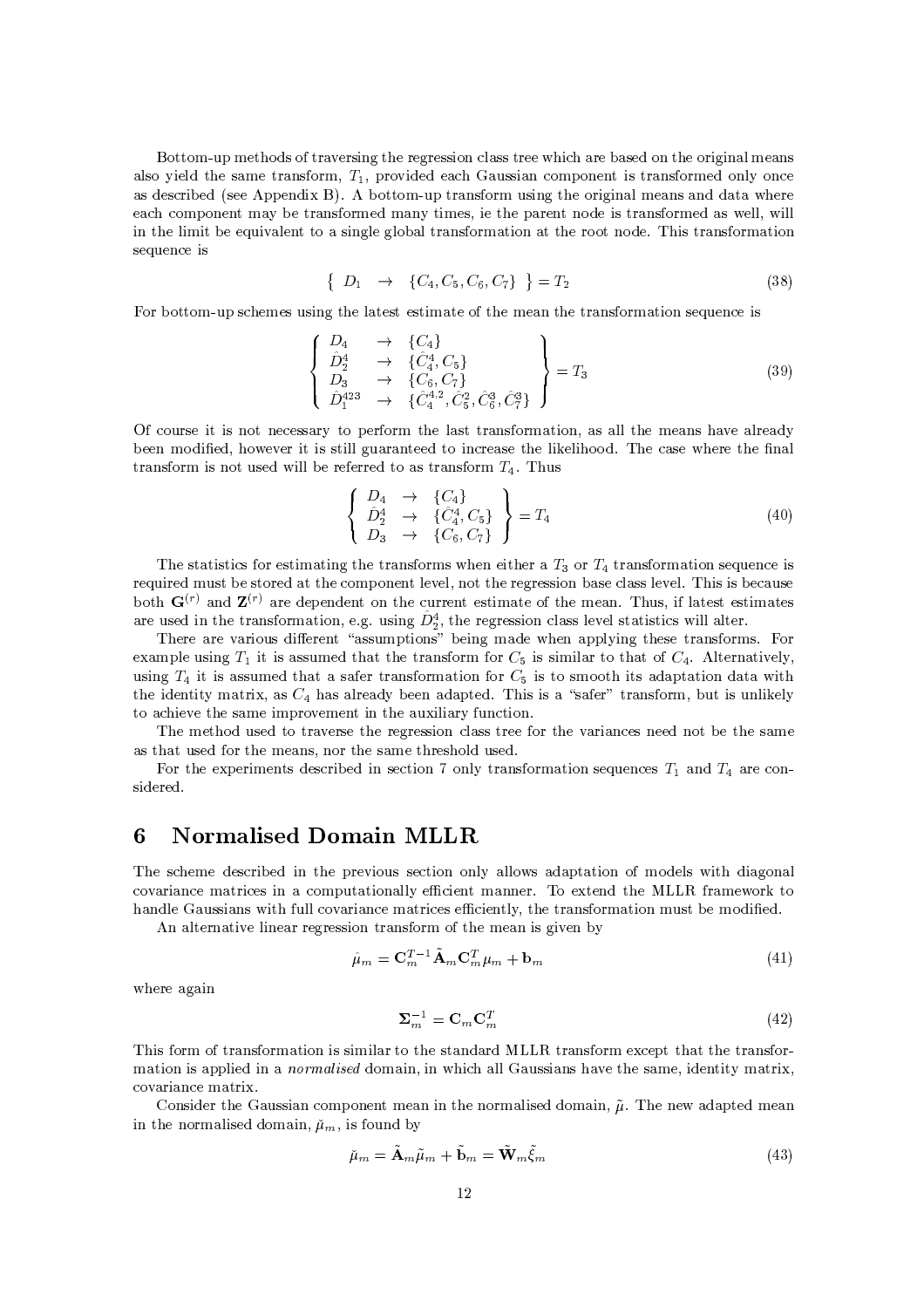Bottom-up methods of traversing the regression class tree which are based on the original means also yield the same transform, $T_1$, provided each Gaussian component is transformed only once as described (see Appendix B). A bottom-up transform using the original means and data where each component may be transformed many times, ie the parent node is transformed as well, will in the limit be equivalent to a single global transformation at the root node. This transformation sequence is

$$\left\{ \; D_1 \;\; \rightarrow \;\; \{C_4, C_5, C_6, C_7\} \; \right\} = T_2 \tag{38}$$

For bottom-up schemes using the latest estimate of the mean the transformation sequence is

$$\left\{ \begin{array}{lll} D_4 & \rightarrow & \{C_4\} \\ \hat{D}_2^4 & \rightarrow & \{\hat{C}_4^4, C_5\} \\ D_3 & \rightarrow & \{C_6, C_7\} \\ \hat{D}_1^{423} & \rightarrow & \{\hat{C}_4^{4,2}, \hat{C}_5^2, \hat{C}_6^3, \hat{C}_7^3\} \end{array} \right\} = T_3 \tag{39}$$

Of course it is not necessary to perform the last transformation, as all the means have already been modified, however it is still guaranteed to increase the likelihood. The case where the final transform is not used will be referred to as transform $T_4$. Thus

$$\left\{ \begin{array}{lll} D_4 & \rightarrow & \{C_4\} \\ \hat{D}_2^4 & \rightarrow & \{\hat{C}_4^4, C_5\} \\ D_3 & \rightarrow & \{C_6, C_7\} \end{array} \right\} = T_4 \tag{40}$$

The statistics for estimating the transforms when either a $T_3$ or $T_4$ transformation sequence is required must be stored at the component level, not the regression base class level. This is because both $\mathbf{G}^{(r)}$ and $\mathbf{Z}^{(r)}$ are dependent on the current estimate of the mean. Thus, if latest estimates are used in the transformation, e.g. using $\hat{D}_2^4$, the regression class level statistics will alter.

There are various different "assumptions" being made when applying these transforms. For example using $T_1$ it is assumed that the transform for $C_5$ is similar to that of $C_4$. Alternatively, using $T_4$ it is assumed that a safer transformation for $C_5$ is to smooth its adaptation data with the identity matrix, as $C_4$ has already been adapted. This is a "safer" transform, but is unlikely to achieve the same improvement in the auxiliary function.

The method used to traverse the regression class tree for the variances need not be the same as that used for the means, nor the same threshold used.

For the experiments described in section 7 only transformation sequences $T_1$ and $T_4$ are considered.

# 6 Normalised Domain MLLR

The scheme described in the previous section only allows adaptation of models with diagonal covariance matrices in a computationally efficient manner. To extend the MLLR framework to handle Gaussians with full covariance matrices efficiently, the transformation must be modified.

An alternative linear regression transform of the mean is given by

$$\hat{\mu}_m = \mathbf{C}_m^{T-1} \tilde{\mathbf{A}}_m \mathbf{C}_m^T \mu_m + \mathbf{b}_m \tag{41}$$

where again

$$\mathbf{\Sigma}_m^{-1} = \mathbf{C}_m \mathbf{C}_m^T \tag{42}$$

This form of transformation is similar to the standard MLLR transform except that the transformation is applied in a *normalised* domain, in which all Gaussians have the same, identity matrix, covariance matrix.

Consider the Gaussian component mean in the normalised domain, $\tilde{\mu}$. The new adapted mean in the normalised domain, $\check{\mu}_m$, is found by

$$\check{\mu}_m = \tilde{\mathbf{A}}_m \tilde{\mu}_m + \tilde{\mathbf{b}}_m = \tilde{\mathbf{W}}_m \tilde{\xi}_m \tag{43}$$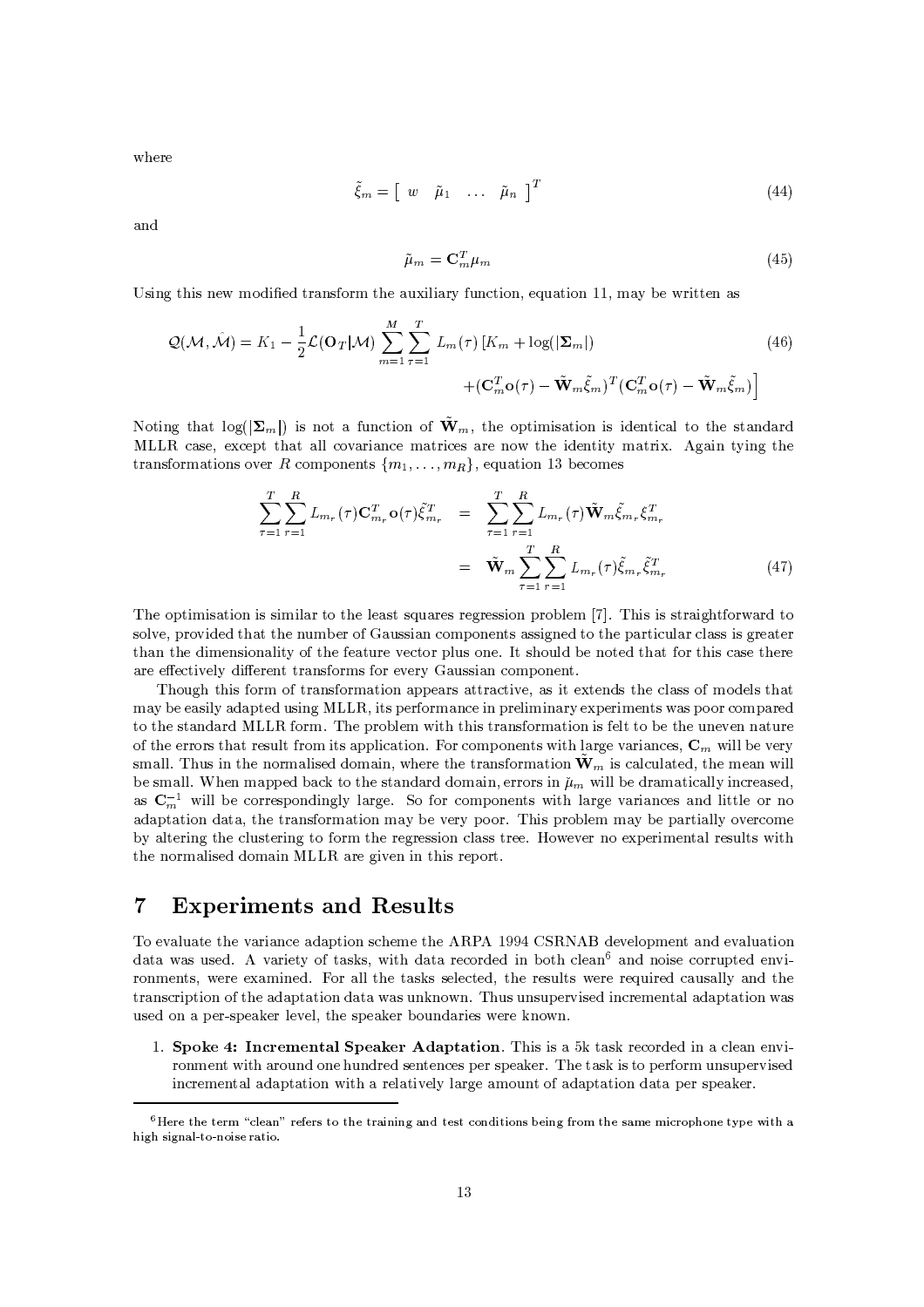where

$$\tilde{\xi}_m = \begin{bmatrix} w & \tilde{\mu}_1 & \dots & \tilde{\mu}_n \end{bmatrix}^T \tag{44}$$

and

$$\tilde{\mu}_m = \mathbf{C}_m^T \mu_m \tag{45}$$

Using this new modified transform the auxiliary function, equation 11, may be written as

$$\mathcal{Q}(\mathcal{M}, \hat{\mathcal{M}}) = K_1 - \frac{1}{2}\mathcal{L}(\mathbf{O}_T|\mathcal{M}) \sum_{m=1}^{M} \sum_{\tau=1}^{T} L_m(\tau) \left[ K_m + \log(|\mathbf{\Sigma}_m|) \right. \\ \left. + (\mathbf{C}_m^T \mathbf{o}(\tau) - \tilde{\mathbf{W}}_m \tilde{\xi}_m)^T (\mathbf{C}_m^T \mathbf{o}(\tau) - \tilde{\mathbf{W}}_m \tilde{\xi}_m) \right] \tag{46}$$

Noting that $\log(|\mathbf{\Sigma}_m|)$ is not a function of $\tilde{\mathbf{W}}_m$, the optimisation is identical to the standard MLLR case, except that all covariance matrices are now the identity matrix. Again tying the transformations over $R$ components $\{m_1, \dots, m_R\}$, equation 13 becomes

$$\begin{aligned} \sum_{\tau=1}^{T} \sum_{r=1}^{R} L_{m_r}(\tau) \mathbf{C}_{m_r}^T \mathbf{o}(\tau) \tilde{\xi}_{m_r}^T &= \sum_{\tau=1}^{T} \sum_{r=1}^{R} L_{m_r}(\tau) \tilde{\mathbf{W}}_m \tilde{\xi}_{m_r} \xi_{m_r}^T \\ &= \tilde{\mathbf{W}}_m \sum_{\tau=1}^{T} \sum_{r=1}^{R} L_{m_r}(\tau) \tilde{\xi}_{m_r} \tilde{\xi}_{m_r}^T \end{aligned} \tag{47}$$

The optimisation is similar to the least squares regression problem [7]. This is straightforward to solve, provided that the number of Gaussian components assigned to the particular class is greater than the dimensionality of the feature vector plus one. It should be noted that for this case there are effectively different transforms for every Gaussian component.

Though this form of transformation appears attractive, as it extends the class of models that may be easily adapted using MLLR, its performance in preliminary experiments was poor compared to the standard MLLR form. The problem with this transformation is felt to be the uneven nature of the errors that result from its application. For components with large variances, $\mathbf{C}_m$ will be very small. Thus in the normalised domain, where the transformation $\tilde{\mathbf{W}}_m$ is calculated, the mean will be small. When mapped back to the standard domain, errors in $\hat{\mu}_m$ will be dramatically increased, as $\mathbf{C}_m^{-1}$ will be correspondingly large. So for components with large variances and little or no adaptation data, the transformation may be very poor. This problem may be partially overcome by altering the clustering to form the regression class tree. However no experimental results with the normalised domain MLLR are given in this report.

# 7 Experiments and Results

To evaluate the variance adaption scheme the ARPA 1994 CSRNAB development and evaluation data was used. A variety of tasks, with data recorded in both clean[6] and noise corrupted environments, were examined. For all the tasks selected, the results were required causally and the transcription of the adaptation data was unknown. Thus unsupervised incremental adaptation was used on a per-speaker level, the speaker boundaries were known.

1. **Spoke 4: Incremental Speaker Adaptation**. This is a 5k task recorded in a clean environment with around one hundred sentences per speaker. The task is to perform unsupervised incremental adaptation with a relatively large amount of adaptation data per speaker.

---

[6] Here the term "clean" refers to the training and test conditions being from the same microphone type with a high signal-to-noise ratio.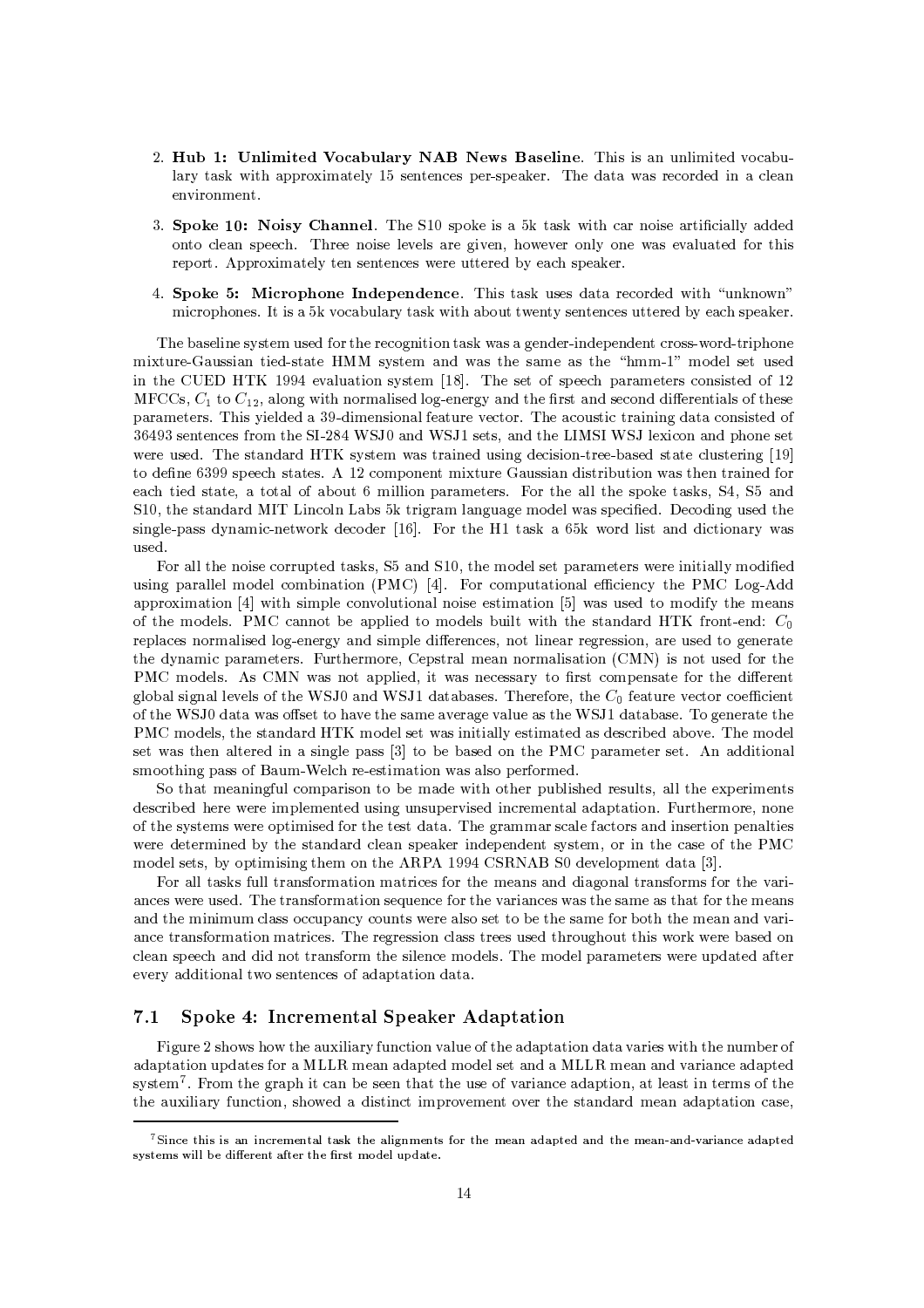2. **Hub 1: Unlimited Vocabulary NAB News Baseline**. This is an unlimited vocabulary task with approximately 15 sentences per-speaker. The data was recorded in a clean environment.

3. **Spoke 10: Noisy Channel**. The S10 spoke is a 5k task with car noise artificially added onto clean speech. Three noise levels are given, however only one was evaluated for this report. Approximately ten sentences were uttered by each speaker.

4. **Spoke 5: Microphone Independence**. This task uses data recorded with "unknown" microphones. It is a 5k vocabulary task with about twenty sentences uttered by each speaker.

The baseline system used for the recognition task was a gender-independent cross-word-triphone mixture-Gaussian tied-state HMM system and was the same as the "hmm-1" model set used in the CUED HTK 1994 evaluation system [18]. The set of speech parameters consisted of 12 MFCCs, $C_1$ to $C_{12}$, along with normalised log-energy and the first and second differentials of these parameters. This yielded a 39-dimensional feature vector. The acoustic training data consisted of 36493 sentences from the SI-284 WSJ0 and WSJ1 sets, and the LIMSI WSJ lexicon and phone set were used. The standard HTK system was trained using decision-tree-based state clustering [19] to define 6399 speech states. A 12 component mixture Gaussian distribution was then trained for each tied state, a total of about 6 million parameters. For the all the spoke tasks, S4, S5 and S10, the standard MIT Lincoln Labs 5k trigram language model was specified. Decoding used the single-pass dynamic-network decoder [16]. For the H1 task a 65k word list and dictionary was used.

For all the noise corrupted tasks, S5 and S10, the model set parameters were initially modified using parallel model combination (PMC) [4]. For computational efficiency the PMC Log-Add approximation [4] with simple convolutional noise estimation [5] was used to modify the means of the models. PMC cannot be applied to models built with the standard HTK front-end: $C_0$ replaces normalised log-energy and simple differences, not linear regression, are used to generate the dynamic parameters. Furthermore, Cepstral mean normalisation (CMN) is not used for the PMC models. As CMN was not applied, it was necessary to first compensate for the different global signal levels of the WSJ0 and WSJ1 databases. Therefore, the $C_0$ feature vector coefficient of the WSJ0 data was offset to have the same average value as the WSJ1 database. To generate the PMC models, the standard HTK model set was initially estimated as described above. The model set was then altered in a single pass [3] to be based on the PMC parameter set. An additional smoothing pass of Baum-Welch re-estimation was also performed.

So that meaningful comparison to be made with other published results, all the experiments described here were implemented using unsupervised incremental adaptation. Furthermore, none of the systems were optimised for the test data. The grammar scale factors and insertion penalties were determined by the standard clean speaker independent system, or in the case of the PMC model sets, by optimising them on the ARPA 1994 CSRNAB S0 development data [3].

For all tasks full transformation matrices for the means and diagonal transforms for the variances were used. The transformation sequence for the variances was the same as that for the means and the minimum class occupancy counts were also set to be the same for both the mean and variance transformation matrices. The regression class trees used throughout this work were based on clean speech and did not transform the silence models. The model parameters were updated after every additional two sentences of adaptation data.

## 7.1 Spoke 4: Incremental Speaker Adaptation

Figure 2 shows how the auxiliary function value of the adaptation data varies with the number of adaptation updates for a MLLR mean adapted model set and a MLLR mean and variance adapted system[7]. From the graph it can be seen that the use of variance adaption, at least in terms of the the auxiliary function, showed a distinct improvement over the standard mean adaptation case,

[7] Since this is an incremental task the alignments for the mean adapted and the mean-and-variance adapted systems will be different after the first model update.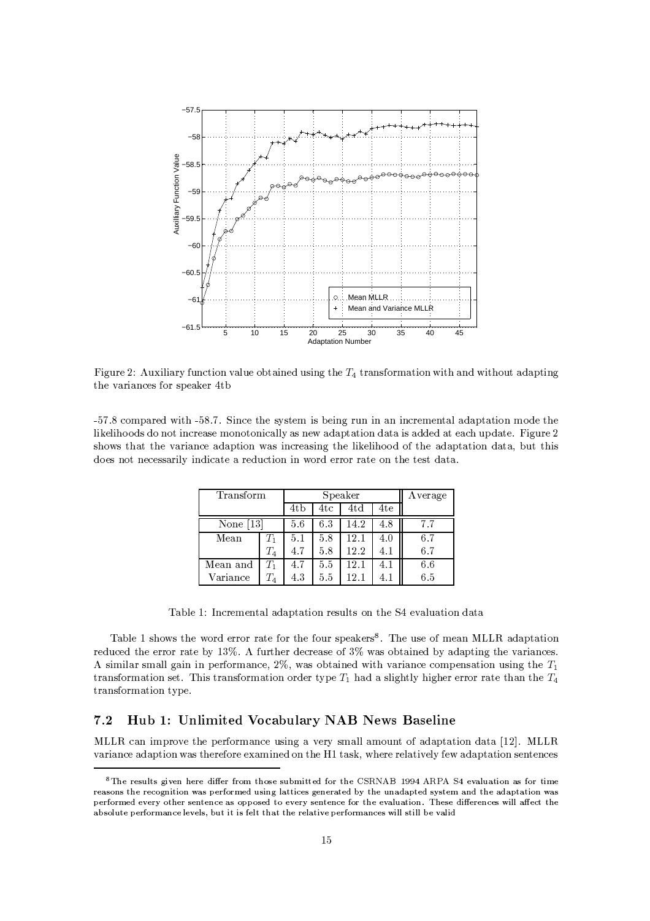Figure 2: Auxiliary function value obtained using the $T_4$ transformation with and without adapting the variances for speaker 4tb

-57.8 compared with -58.7. Since the system is being run in an incremental adaptation mode the likelihoods do not increase monotonically as new adaptation data is added at each update. Figure 2 shows that the variance adaption was increasing the likelihood of the adaptation data, but this does not necessarily indicate a reduction in word error rate on the test data.

| Transform | | Speaker | | | | Average |
|---|---|---|---|---|---|---|
| | | 4tb | 4tc | 4td | 4te | |
| None [13] | | 5.6 | 6.3 | 14.2 | 4.8 | 7.7 |
| Mean | $T_1$ | 5.1 | 5.8 | 12.1 | 4.0 | 6.7 |
| | $T_4$ | 4.7 | 5.8 | 12.2 | 4.1 | 6.7 |
| Mean and Variance | $T_1$ | 4.7 | 5.5 | 12.1 | 4.1 | 6.6 |
| | $T_4$ | 4.3 | 5.5 | 12.1 | 4.1 | 6.5 |

Table 1: Incremental adaptation results on the S4 evaluation data

Table 1 shows the word error rate for the four speakers[8]. The use of mean MLLR adaptation reduced the error rate by 13%. A further decrease of 3% was obtained by adapting the variances. A similar small gain in performance, 2%, was obtained with variance compensation using the $T_1$ transformation set. This transformation order type $T_1$ had a slightly higher error rate than the $T_4$ transformation type.

## 7.2 Hub 1: Unlimited Vocabulary NAB News Baseline

MLLR can improve the performance using a very small amount of adaptation data [12]. MLLR variance adaption was therefore examined on the H1 task, where relatively few adaptation sentences

[8] The results given here differ from those submitted for the CSRNAB 1994 ARPA S4 evaluation as for time reasons the recognition was performed using lattices generated by the unadapted system and the adaptation was performed every other sentence as opposed to every sentence for the evaluation. These differences will affect the absolute performance levels, but it is felt that the relative performances will still be valid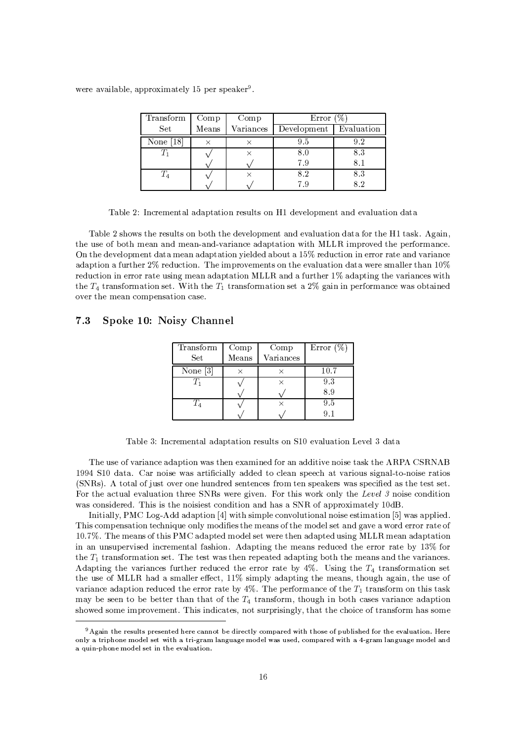were available, approximately 15 per speaker[9].

| Transform Set | Comp Means | Comp Variances | Error (%) | |
|---|---|---|---|---|
| | | | Development | Evaluation |
| None [18] | × | × | 9.5 | 9.2 |
| $T_1$ | √ | × | 8.0 | 8.3 |
| | √ | √ | 7.9 | 8.1 |
| $T_4$ | √ | × | 8.2 | 8.3 |
| | √ | √ | 7.9 | 8.2 |

Table 2: Incremental adaptation results on H1 development and evaluation data

Table 2 shows the results on both the development and evaluation data for the H1 task. Again, the use of both mean and mean-and-variance adaptation with MLLR improved the performance. On the development data mean adaptation yielded about a 15% reduction in error rate and variance adaption a further 2% reduction. The improvements on the evaluation data were smaller than 10% reduction in error rate using mean adaptation MLLR and a further 1% adapting the variances with the $T_4$ transformation set. With the $T_1$ transformation set a 2% gain in performance was obtained over the mean compensation case.

### 7.3 Spoke 10: Noisy Channel

| Transform Set | Comp Means | Comp Variances | Error (%) |
|---|---|---|---|
| None [3] | × | × | 10.7 |
| $T_1$ | √ | × | 9.3 |
| | √ | √ | 8.9 |
| $T_4$ | √ | × | 9.5 |
| | √ | √ | 9.1 |

Table 3: Incremental adaptation results on S10 evaluation Level 3 data

The use of variance adaption was then examined for an additive noise task the ARPA CSRNAB 1994 S10 data. Car noise was artificially added to clean speech at various signal-to-noise ratios (SNRs). A total of just over one hundred sentences from ten speakers was specified as the test set. For the actual evaluation three SNRs were given. For this work only the *Level 3* noise condition was considered. This is the noisiest condition and has a SNR of approximately 10dB.

Initially, PMC Log-Add adaption [4] with simple convolutional noise estimation [5] was applied. This compensation technique only modifies the means of the model set and gave a word error rate of 10.7%. The means of this PMC adapted model set were then adapted using MLLR mean adaptation in an unsupervised incremental fashion. Adapting the means reduced the error rate by 13% for the $T_1$ transformation set. The test was then repeated adapting both the means and the variances. Adapting the variances further reduced the error rate by 4%. Using the $T_4$ transformation set the use of MLLR had a smaller effect, 11% simply adapting the means, though again, the use of variance adaption reduced the error rate by 4%. The performance of the $T_1$ transform on this task may be seen to be better than that of the $T_4$ transform, though in both cases variance adaption showed some improvement. This indicates, not surprisingly, that the choice of transform has some

[9] Again the results presented here cannot be directly compared with those of published for the evaluation. Here only a triphone model set with a tri-gram language model was used, compared with a 4-gram language model and a quin-phone model set in the evaluation.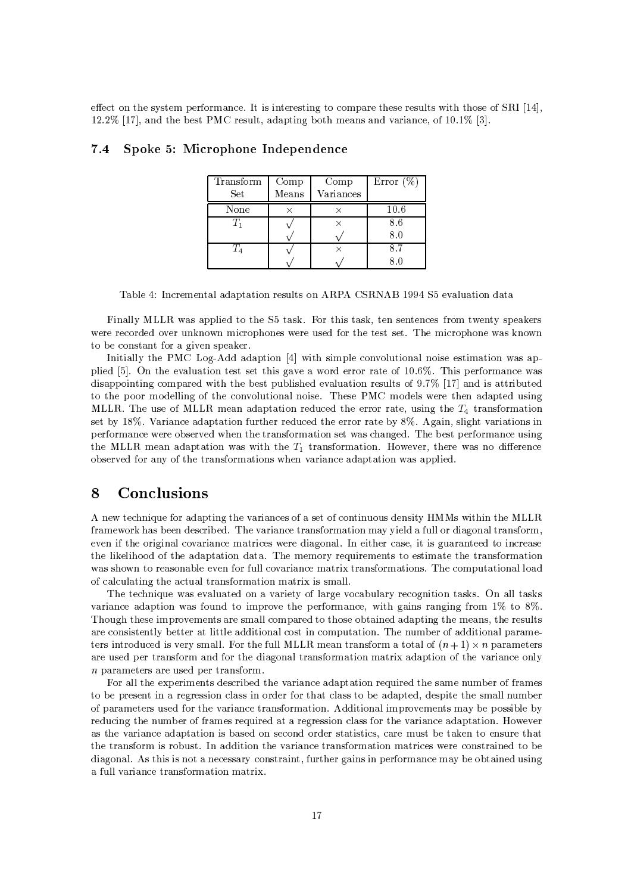effect on the system performance. It is interesting to compare these results with those of SRI [14], 12.2% [17], and the best PMC result, adapting both means and variance, of 10.1% [3].

### 7.4 Spoke 5: Microphone Independence

| Transform Set | Comp Means | Comp Variances | Error (%) |
|---|---|---|---|
| None | × | × | 10.6 |
| $T_1$ | √ | × | 8.6 |
| | √ | √ | 8.0 |
| $T_4$ | √ | × | 8.7 |
| | √ | √ | 8.0 |

Table 4: Incremental adaptation results on ARPA CSRNAB 1994 S5 evaluation data

Finally MLLR was applied to the S5 task. For this task, ten sentences from twenty speakers were recorded over unknown microphones were used for the test set. The microphone was known to be constant for a given speaker.

Initially the PMC Log-Add adaption [4] with simple convolutional noise estimation was applied [5]. On the evaluation test set this gave a word error rate of 10.6%. This performance was disappointing compared with the best published evaluation results of 9.7% [17] and is attributed to the poor modelling of the convolutional noise. These PMC models were then adapted using MLLR. The use of MLLR mean adaptation reduced the error rate, using the $T_4$ transformation set by 18%. Variance adaptation further reduced the error rate by 8%. Again, slight variations in performance were observed when the transformation set was changed. The best performance using the MLLR mean adaptation was with the $T_1$ transformation. However, there was no difference observed for any of the transformations when variance adaptation was applied.

## 8 Conclusions

A new technique for adapting the variances of a set of continuous density HMMs within the MLLR framework has been described. The variance transformation may yield a full or diagonal transform, even if the original covariance matrices were diagonal. In either case, it is guaranteed to increase the likelihood of the adaptation data. The memory requirements to estimate the transformation was shown to reasonable even for full covariance matrix transformations. The computational load of calculating the actual transformation matrix is small.

The technique was evaluated on a variety of large vocabulary recognition tasks. On all tasks variance adaption was found to improve the performance, with gains ranging from 1% to 8%. Though these improvements are small compared to those obtained adapting the means, the results are consistently better at little additional cost in computation. The number of additional parameters introduced is very small. For the full MLLR mean transform a total of $(n+1) \times n$ parameters are used per transform and for the diagonal transformation matrix adaption of the variance only $n$ parameters are used per transform.

For all the experiments described the variance adaptation required the same number of frames to be present in a regression class in order for that class to be adapted, despite the small number of parameters used for the variance transformation. Additional improvements may be possible by reducing the number of frames required at a regression class for the variance adaptation. However as the variance adaptation is based on second order statistics, care must be taken to ensure that the transform is robust. In addition the variance transformation matrices were constrained to be diagonal. As this is not a necessary constraint, further gains in performance may be obtained using a full variance transformation matrix.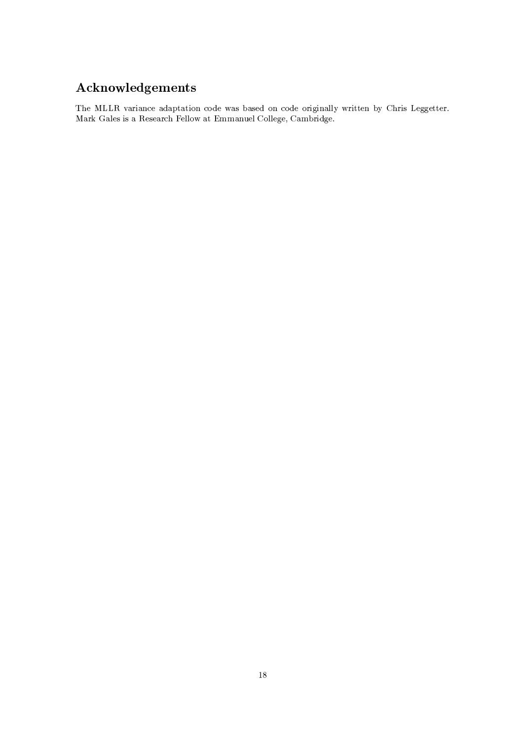## Acknowledgements

The MLLR variance adaptation code was based on code originally written by Chris Leggetter. Mark Gales is a Research Fellow at Emmanuel College, Cambridge.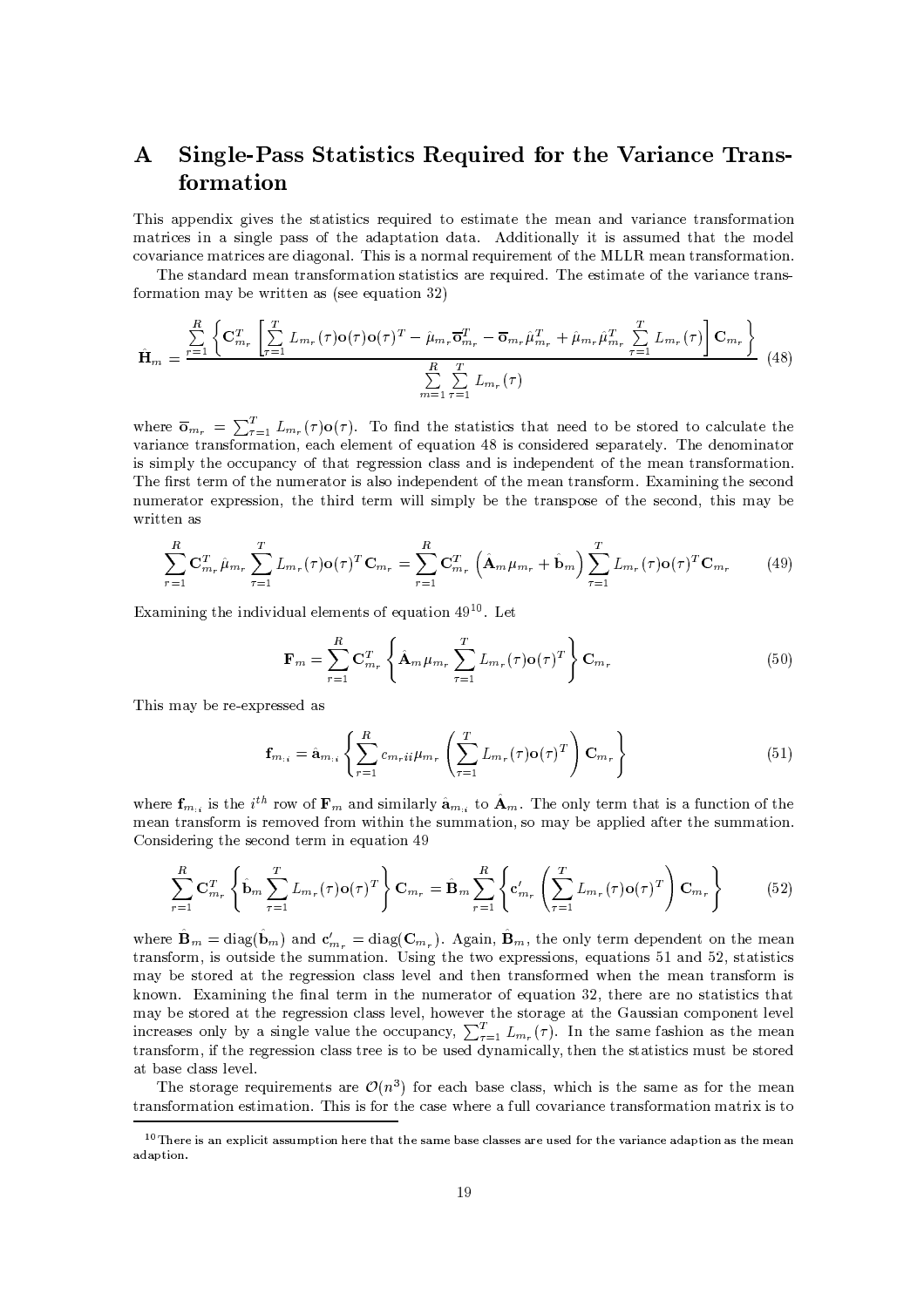# A Single-Pass Statistics Required for the Variance Transformation

This appendix gives the statistics required to estimate the mean and variance transformation matrices in a single pass of the adaptation data. Additionally it is assumed that the model covariance matrices are diagonal. This is a normal requirement of the MLLR mean transformation.

The standard mean transformation statistics are required. The estimate of the variance transformation may be written as (see equation 32)

$$\hat{\mathbf{H}}_m = \frac{\sum_{r=1}^{R}\left\{\mathbf{C}_{m_r}^T\left[\sum_{\tau=1}^{T} L_{m_r}(\tau)\mathbf{o}(\tau)\mathbf{o}(\tau)^T - \hat{\mu}_{m_r}\overline{\mathbf{o}}_{m_r}^T - \overline{\mathbf{o}}_{m_r}\hat{\mu}_{m_r}^T + \hat{\mu}_{m_r}\hat{\mu}_{m_r}^T\sum_{\tau=1}^{T} L_{m_r}(\tau)\right]\mathbf{C}_{m_r}\right\}}{\sum_{m=1}^{R}\sum_{\tau=1}^{T} L_{m_r}(\tau)} \tag{48}$$

where $\overline{\mathbf{o}}_{m_r} = \sum_{\tau=1}^{T} L_{m_r}(\tau)\mathbf{o}(\tau)$. To find the statistics that need to be stored to calculate the variance transformation, each element of equation 48 is considered separately. The denominator is simply the occupancy of that regression class and is independent of the mean transformation. The first term of the numerator is also independent of the mean transform. Examining the second numerator expression, the third term will simply be the transpose of the second, this may be written as

$$\sum_{r=1}^{R}\mathbf{C}_{m_r}^T\hat{\mu}_{m_r}\sum_{\tau=1}^{T} L_{m_r}(\tau)\mathbf{o}(\tau)^T\mathbf{C}_{m_r} = \sum_{r=1}^{R}\mathbf{C}_{m_r}^T\left(\hat{\mathbf{A}}_m\mu_{m_r} + \hat{\mathbf{b}}_m\right)\sum_{\tau=1}^{T} L_{m_r}(\tau)\mathbf{o}(\tau)^T\mathbf{C}_{m_r} \tag{49}$$

Examining the individual elements of equation 49[10]. Let

$$\mathbf{F}_m = \sum_{r=1}^{R}\mathbf{C}_{m_r}^T\left\{\hat{\mathbf{A}}_m\mu_{m_r}\sum_{\tau=1}^{T} L_{m_r}(\tau)\mathbf{o}(\tau)^T\right\}\mathbf{C}_{m_r} \tag{50}$$

This may be re-expressed as

$$\mathbf{f}_{m_i} = \hat{\mathbf{a}}_{m_i}\left\{\sum_{r=1}^{R} c_{m_r ii}\mu_{m_r}\left(\sum_{\tau=1}^{T} L_{m_r}(\tau)\mathbf{o}(\tau)^T\right)\mathbf{C}_{m_r}\right\} \tag{51}$$

where $\mathbf{f}_{m_i}$ is the $i^{th}$ row of $\mathbf{F}_m$ and similarly $\hat{\mathbf{a}}_{m_i}$ to $\hat{\mathbf{A}}_m$. The only term that is a function of the mean transform is removed from within the summation, so may be applied after the summation. Considering the second term in equation 49

$$\sum_{r=1}^{R}\mathbf{C}_{m_r}^T\left\{\hat{\mathbf{b}}_m\sum_{\tau=1}^{T} L_{m_r}(\tau)\mathbf{o}(\tau)^T\right\}\mathbf{C}_{m_r} = \hat{\mathbf{B}}_m\sum_{r=1}^{R}\left\{\mathbf{c}'_{m_r}\left(\sum_{\tau=1}^{T} L_{m_r}(\tau)\mathbf{o}(\tau)^T\right)\mathbf{C}_{m_r}\right\} \tag{52}$$

where $\hat{\mathbf{B}}_m = \text{diag}(\hat{\mathbf{b}}_m)$ and $\mathbf{c}'_{m_r} = \text{diag}(\mathbf{C}_{m_r})$. Again, $\hat{\mathbf{B}}_m$, the only term dependent on the mean transform, is outside the summation. Using the two expressions, equations 51 and 52, statistics may be stored at the regression class level and then transformed when the mean transform is known. Examining the final term in the numerator of equation 32, there are no statistics that may be stored at the regression class level, however the storage at the Gaussian component level increases only by a single value the occupancy, $\sum_{\tau=1}^{T} L_{m_r}(\tau)$. In the same fashion as the mean transform, if the regression class tree is to be used dynamically, then the statistics must be stored at base class level.

The storage requirements are $\mathcal{O}(n^3)$ for each base class, which is the same as for the mean transformation estimation. This is for the case where a full covariance transformation matrix is to

[10] There is an explicit assumption here that the same base classes are used for the variance adaption as the mean adaption.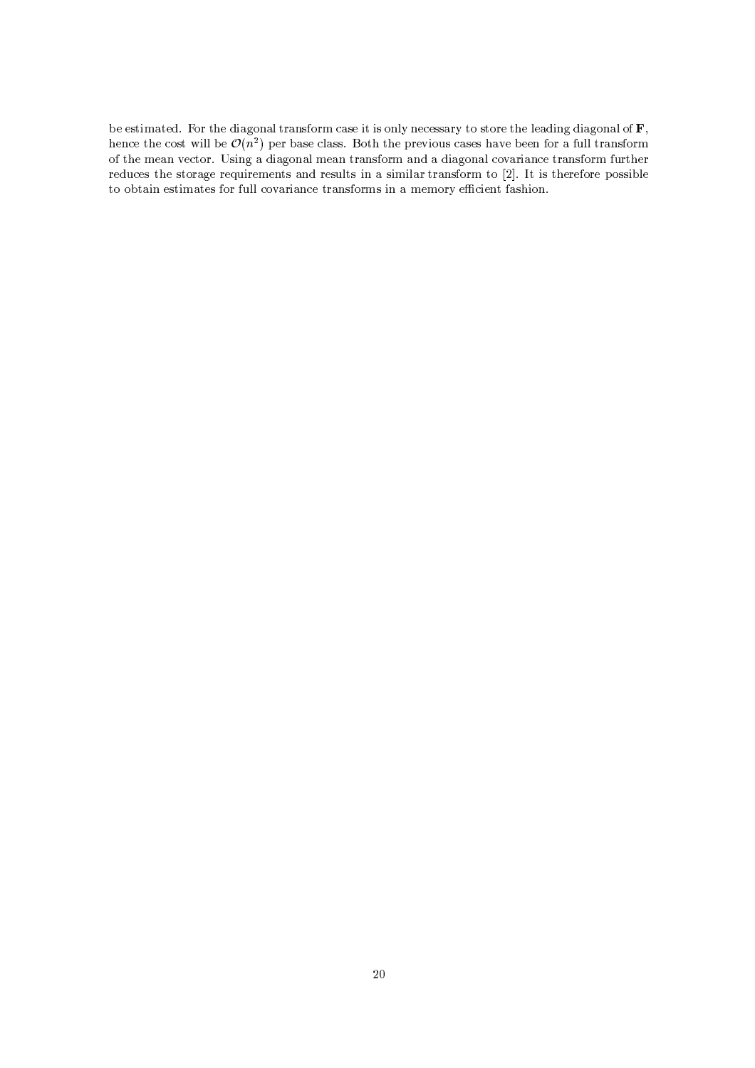be estimated. For the diagonal transform case it is only necessary to store the leading diagonal of $\mathbf{F}$, hence the cost will be $\mathcal{O}(n^2)$ per base class. Both the previous cases have been for a full transform of the mean vector. Using a diagonal mean transform and a diagonal covariance transform further reduces the storage requirements and results in a similar transform to [2]. It is therefore possible to obtain estimates for full covariance transforms in a memory efficient fashion.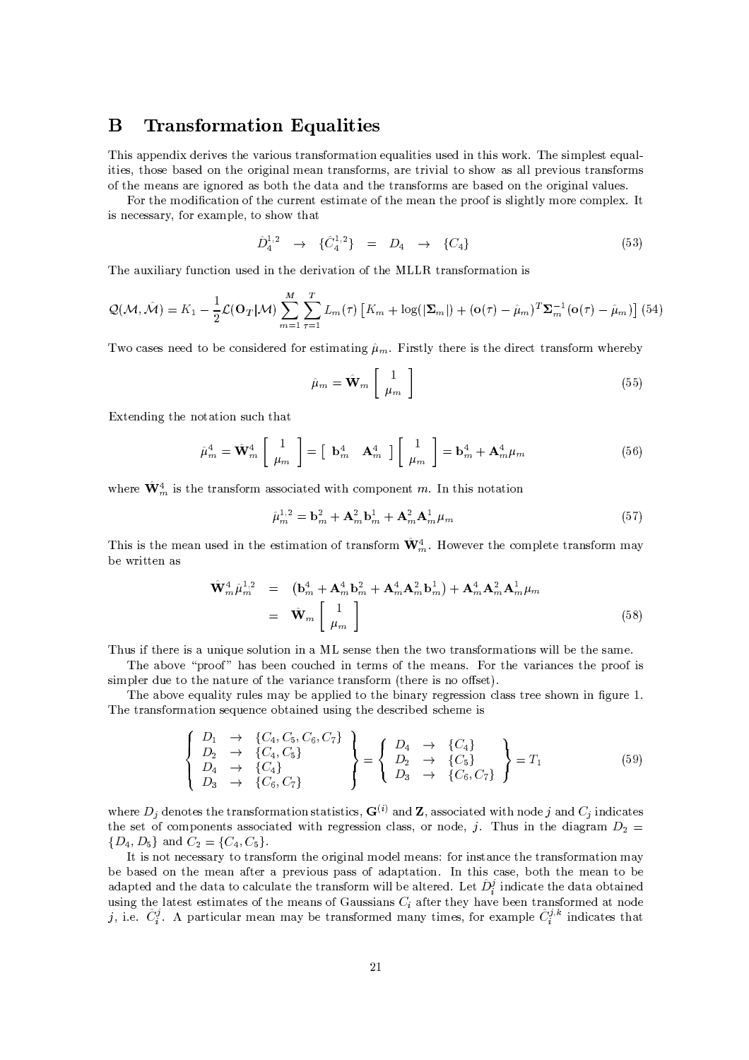## B Transformation Equalities

This appendix derives the various transformation equalities used in this work. The simplest equalities, those based on the original mean transforms, are trivial to show as all previous transforms of the means are ignored as both the data and the transforms are based on the original values.

For the modification of the current estimate of the mean the proof is slightly more complex. It is necessary, for example, to show that

$$\hat{D}_4^{1,2} \quad \rightarrow \quad \{\hat{C}_4^{1,2}\} \quad = \quad D_4 \quad \rightarrow \quad \{C_4\} \tag{53}$$

The auxiliary function used in the derivation of the MLLR transformation is

$$\mathcal{Q}(\mathcal{M},\hat{\mathcal{M}}) = K_1 - \frac{1}{2}\mathcal{L}(\mathbf{O}_T|\mathcal{M})\sum_{m=1}^{M}\sum_{\tau=1}^{T} L_m(\tau)\left[K_m + \log(|\boldsymbol{\Sigma}_m|) + (\mathbf{o}(\tau)-\hat{\mu}_m)^T\boldsymbol{\Sigma}_m^{-1}(\mathbf{o}(\tau)-\hat{\mu}_m)\right] \tag{54}$$

Two cases need to be considered for estimating $\hat{\mu}_m$. Firstly there is the direct transform whereby

$$\hat{\mu}_m = \hat{\mathbf{W}}_m \left[\begin{array}{c} 1 \\ \mu_m \end{array}\right] \tag{55}$$

Extending the notation such that

$$\hat{\mu}_m^4 = \hat{\mathbf{W}}_m^4 \left[\begin{array}{c} 1 \\ \mu_m \end{array}\right] = \left[\begin{array}{cc} \mathbf{b}_m^4 & \mathbf{A}_m^4 \end{array}\right]\left[\begin{array}{c} 1 \\ \mu_m \end{array}\right] = \mathbf{b}_m^4 + \mathbf{A}_m^4\mu_m \tag{56}$$

where $\hat{\mathbf{W}}_m^4$ is the transform associated with component $m$. In this notation

$$\hat{\mu}_m^{1,2} = \mathbf{b}_m^2 + \mathbf{A}_m^2\mathbf{b}_m^1 + \mathbf{A}_m^2\mathbf{A}_m^1\mu_m \tag{57}$$

This is the mean used in the estimation of transform $\hat{\mathbf{W}}_m^4$. However the complete transform may be written as

$$\begin{aligned}
\hat{\mathbf{W}}_m^4\hat{\mu}_m^{1,2} &= \left(\mathbf{b}_m^4 + \mathbf{A}_m^4\mathbf{b}_m^2 + \mathbf{A}_m^4\mathbf{A}_m^2\mathbf{b}_m^1\right) + \mathbf{A}_m^4\mathbf{A}_m^2\mathbf{A}_m^1\mu_m \\
&= \hat{\mathbf{W}}_m \left[\begin{array}{c} 1 \\ \mu_m \end{array}\right]
\end{aligned} \tag{58}$$

Thus if there is a unique solution in a ML sense then the two transformations will be the same.

The above "proof" has been couched in terms of the means. For the variances the proof is simpler due to the nature of the variance transform (there is no offset).

The above equality rules may be applied to the binary regression class tree shown in figure 1. The transformation sequence obtained using the described scheme is

$$\left\{\begin{array}{lcl} D_1 & \rightarrow & \{C_4, C_5, C_6, C_7\} \\ D_2 & \rightarrow & \{C_4, C_5\} \\ D_4 & \rightarrow & \{C_4\} \\ D_3 & \rightarrow & \{C_6, C_7\} \end{array}\right\} = \left\{\begin{array}{lcl} D_4 & \rightarrow & \{C_4\} \\ D_2 & \rightarrow & \{C_5\} \\ D_3 & \rightarrow & \{C_6, C_7\} \end{array}\right\} = T_1 \tag{59}$$

where $D_j$ denotes the transformation statistics, $\mathbf{G}^{(i)}$ and $\mathbf{Z}$, associated with node $j$ and $C_j$ indicates the set of components associated with regression class, or node, $j$. Thus in the diagram $D_2 = \{D_4, D_5\}$ and $C_2 = \{C_4, C_5\}$.

It is not necessary to transform the original model means: for instance the transformation may be based on the mean after a previous pass of adaptation. In this case, both the mean to be adapted and the data to calculate the transform will be altered. Let $\hat{D}_i^j$ indicate the data obtained using the latest estimates of the means of Gaussians $C_i$ after they have been transformed at node $j$, i.e. $\hat{C}_i^j$. A particular mean may be transformed many times, for example $\hat{C}_i^{j,k}$ indicates that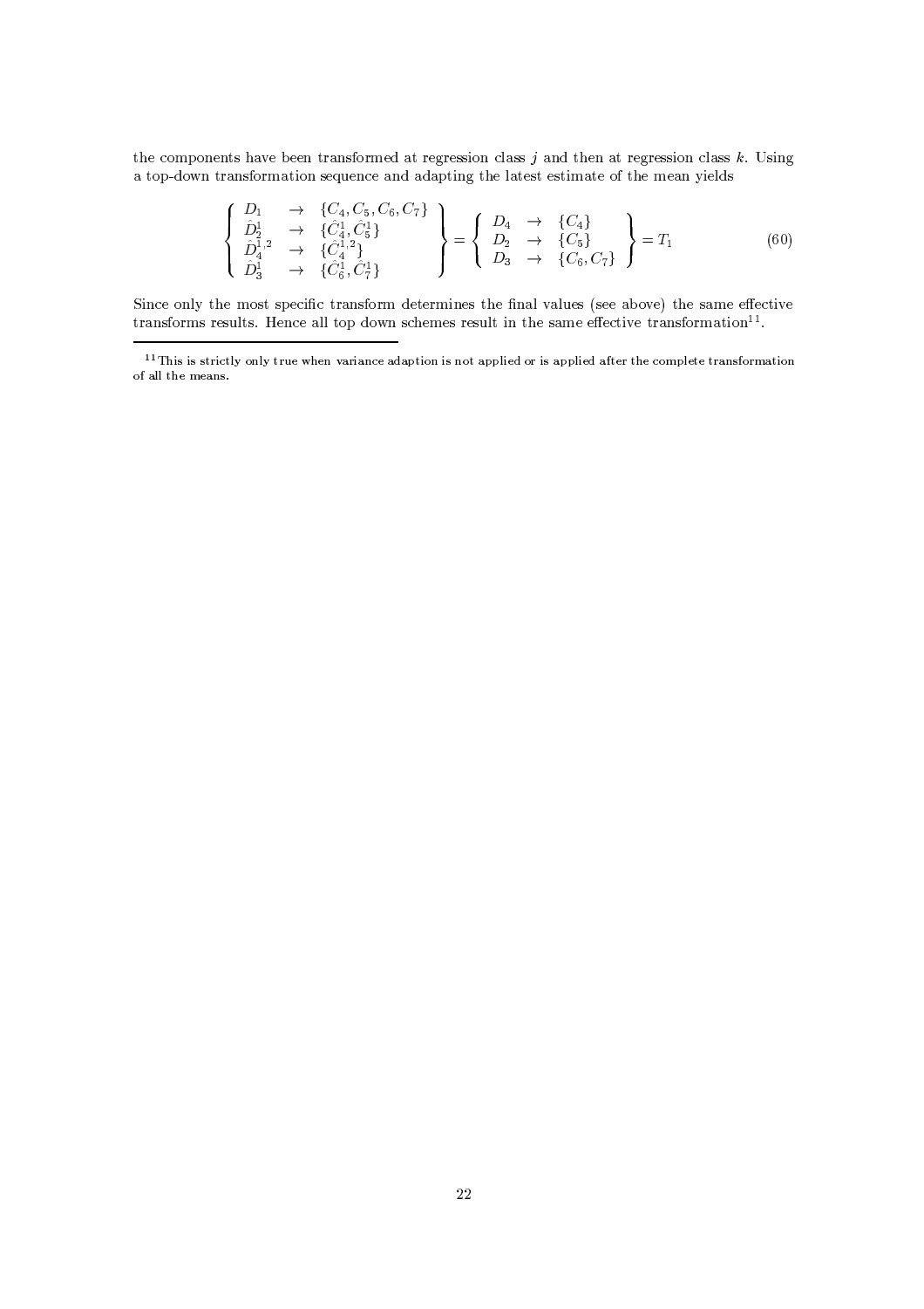the components have been transformed at regression class $j$ and then at regression class $k$. Using a top-down transformation sequence and adapting the latest estimate of the mean yields

$$\left\{ \begin{array}{lcl} D_1 & \rightarrow & \{C_4, C_5, C_6, C_7\} \\ \hat{D}_2^1 & \rightarrow & \{\hat{C}_4^1, \hat{C}_5^1\} \\ \hat{D}_4^{1,2} & \rightarrow & \{\hat{C}_4^{1,2}\} \\ \hat{D}_3^1 & \rightarrow & \{\hat{C}_6^1, \hat{C}_7^1\} \end{array} \right\} = \left\{ \begin{array}{lcl} D_4 & \rightarrow & \{C_4\} \\ D_2 & \rightarrow & \{C_5\} \\ D_3 & \rightarrow & \{C_6, C_7\} \end{array} \right\} = T_1 \tag{60}$$

Since only the most specific transform determines the final values (see above) the same effective transforms results. Hence all top down schemes result in the same effective transformation[11].

---

[11] This is strictly only true when variance adaption is not applied or is applied after the complete transformation of all the means.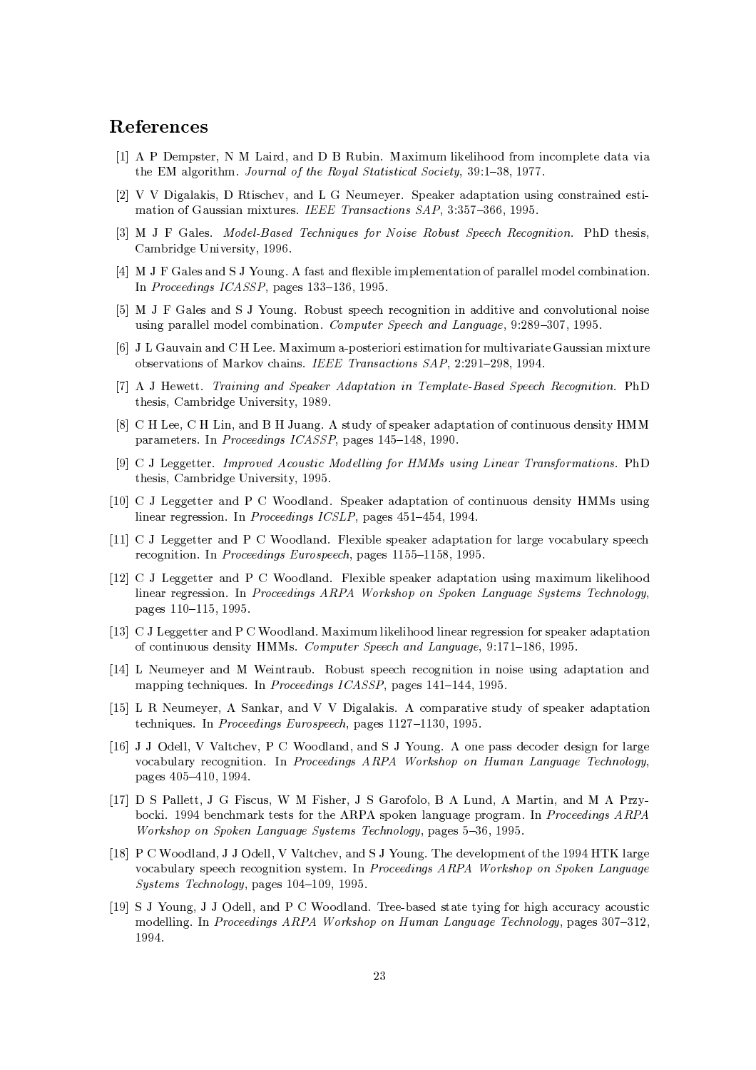## References

[1] A P Dempster, N M Laird, and D B Rubin. Maximum likelihood from incomplete data via the EM algorithm. *Journal of the Royal Statistical Society*, 39:1–38, 1977.

[2] V V Digalakis, D Rtischev, and L G Neumeyer. Speaker adaptation using constrained estimation of Gaussian mixtures. *IEEE Transactions SAP*, 3:357–366, 1995.

[3] M J F Gales. *Model-Based Techniques for Noise Robust Speech Recognition*. PhD thesis, Cambridge University, 1996.

[4] M J F Gales and S J Young. A fast and flexible implementation of parallel model combination. In *Proceedings ICASSP*, pages 133–136, 1995.

[5] M J F Gales and S J Young. Robust speech recognition in additive and convolutional noise using parallel model combination. *Computer Speech and Language*, 9:289–307, 1995.

[6] J L Gauvain and C H Lee. Maximum a-posteriori estimation for multivariate Gaussian mixture observations of Markov chains. *IEEE Transactions SAP*, 2:291–298, 1994.

[7] A J Hewett. *Training and Speaker Adaptation in Template-Based Speech Recognition*. PhD thesis, Cambridge University, 1989.

[8] C H Lee, C H Lin, and B H Juang. A study of speaker adaptation of continuous density HMM parameters. In *Proceedings ICASSP*, pages 145–148, 1990.

[9] C J Leggetter. *Improved Acoustic Modelling for HMMs using Linear Transformations*. PhD thesis, Cambridge University, 1995.

[10] C J Leggetter and P C Woodland. Speaker adaptation of continuous density HMMs using linear regression. In *Proceedings ICSLP*, pages 451–454, 1994.

[11] C J Leggetter and P C Woodland. Flexible speaker adaptation for large vocabulary speech recognition. In *Proceedings Eurospeech*, pages 1155–1158, 1995.

[12] C J Leggetter and P C Woodland. Flexible speaker adaptation using maximum likelihood linear regression. In *Proceedings ARPA Workshop on Spoken Language Systems Technology*, pages 110–115, 1995.

[13] C J Leggetter and P C Woodland. Maximum likelihood linear regression for speaker adaptation of continuous density HMMs. *Computer Speech and Language*, 9:171–186, 1995.

[14] L Neumeyer and M Weintraub. Robust speech recognition in noise using adaptation and mapping techniques. In *Proceedings ICASSP*, pages 141–144, 1995.

[15] L R Neumeyer, A Sankar, and V V Digalakis. A comparative study of speaker adaptation techniques. In *Proceedings Eurospeech*, pages 1127–1130, 1995.

[16] J J Odell, V Valtchev, P C Woodland, and S J Young. A one pass decoder design for large vocabulary recognition. In *Proceedings ARPA Workshop on Human Language Technology*, pages 405–410, 1994.

[17] D S Pallett, J G Fiscus, W M Fisher, J S Garofolo, B A Lund, A Martin, and M A Przybocki. 1994 benchmark tests for the ARPA spoken language program. In *Proceedings ARPA Workshop on Spoken Language Systems Technology*, pages 5–36, 1995.

[18] P C Woodland, J J Odell, V Valtchev, and S J Young. The development of the 1994 HTK large vocabulary speech recognition system. In *Proceedings ARPA Workshop on Spoken Language Systems Technology*, pages 104–109, 1995.

[19] S J Young, J J Odell, and P C Woodland. Tree-based state tying for high accuracy acoustic modelling. In *Proceedings ARPA Workshop on Human Language Technology*, pages 307–312, 1994.